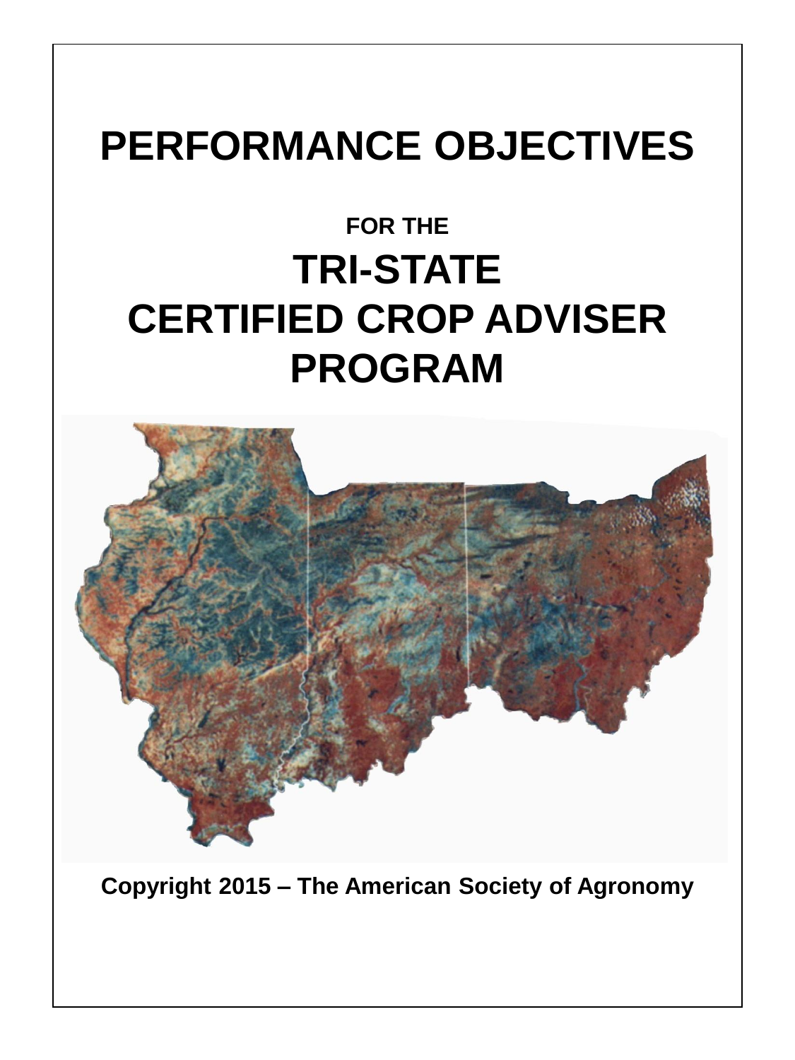# PERFORMANCE OBJECTIVES

## FOR THE

# TRI-STATE CERTIFIED CROP ADVISER PROGRAM

**Copyright 2015 – The American Society of Agronomy**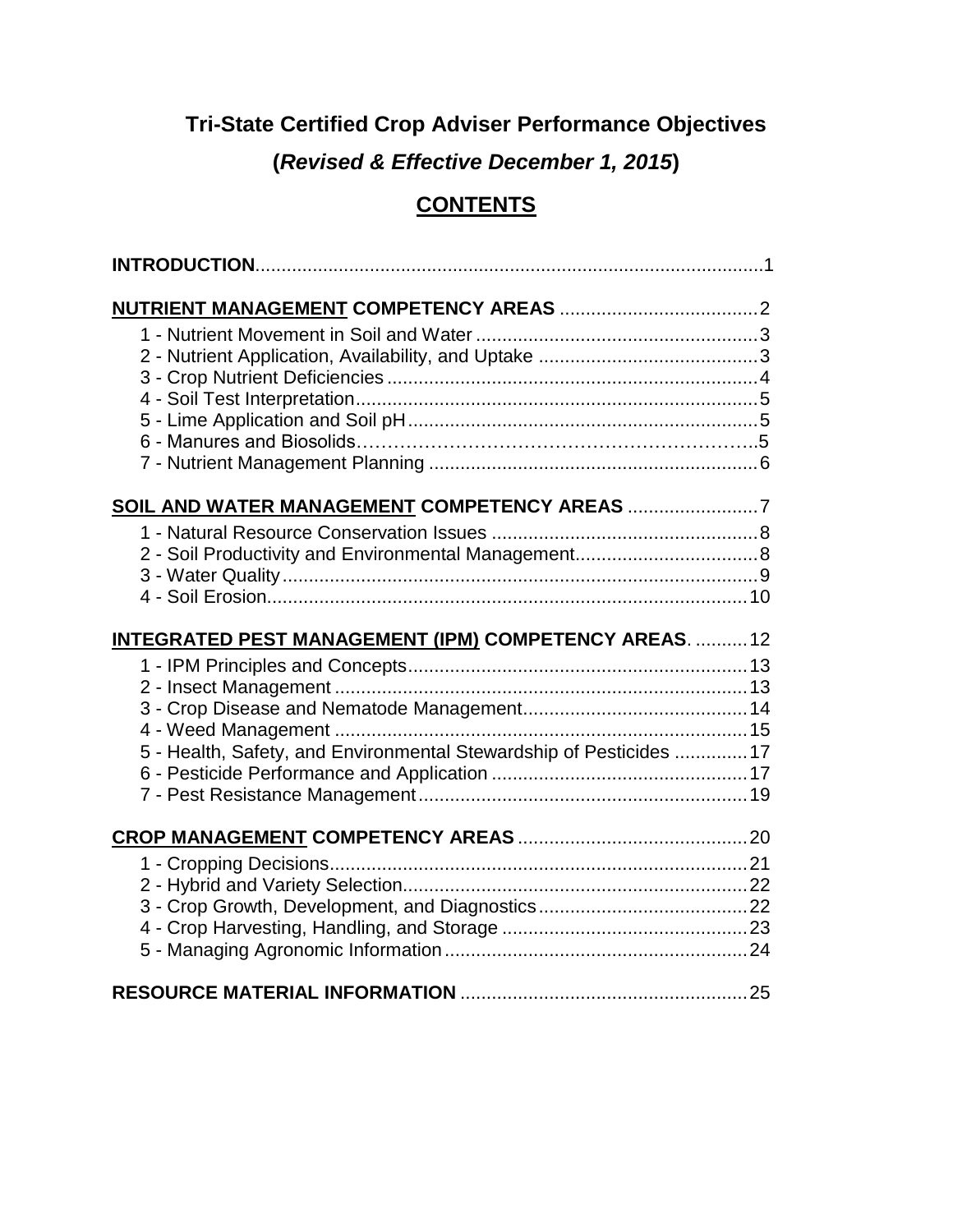# Tri-State Certified Crop Adviser Performance Objectives

## (*Revised & Effective December 1, 2015*)

## CONTENTS

**INTRODUCTION** ........................................................................................ 1

**NUTRIENT MANAGEMENT COMPETENCY AREAS** ..................................... 2

- 1 - Nutrient Movement in Soil and Water ..................................................... 3
- 2 - Nutrient Application, Availability, and Uptake ......................................... 3
- 3 - Crop Nutrient Deficiencies ...................................................................... 4
- 4 - Soil Test Interpretation ............................................................................ 5
- 5 - Lime Application and Soil pH .................................................................. 5
- 6 - Manures and Biosolids ............................................................................ 5
- 7 - Nutrient Management Planning .............................................................. 6

**SOIL AND WATER MANAGEMENT COMPETENCY AREAS** ........................ 7

- 1 - Natural Resource Conservation Issues ................................................... 8
- 2 - Soil Productivity and Environmental Management .................................. 8
- 3 - Water Quality .......................................................................................... 9
- 4 - Soil Erosion ............................................................................................ 10

**INTEGRATED PEST MANAGEMENT (IPM) COMPETENCY AREAS** .......... 12

- 1 - IPM Principles and Concepts ................................................................ 13
- 2 - Insect Management .............................................................................. 13
- 3 - Crop Disease and Nematode Management .......................................... 14
- 4 - Weed Management .............................................................................. 15
- 5 - Health, Safety, and Environmental Stewardship of Pesticides ............. 17
- 6 - Pesticide Performance and Application ................................................ 17
- 7 - Pest Resistance Management .............................................................. 19

**CROP MANAGEMENT COMPETENCY AREAS** ........................................... 20

- 1 - Cropping Decisions ............................................................................... 21
- 2 - Hybrid and Variety Selection ................................................................. 22
- 3 - Crop Growth, Development, and Diagnostics ........................................ 22
- 4 - Crop Harvesting, Handling, and Storage ............................................... 23
- 5 - Managing Agronomic Information .......................................................... 24

**RESOURCE MATERIAL INFORMATION** ...................................................... 25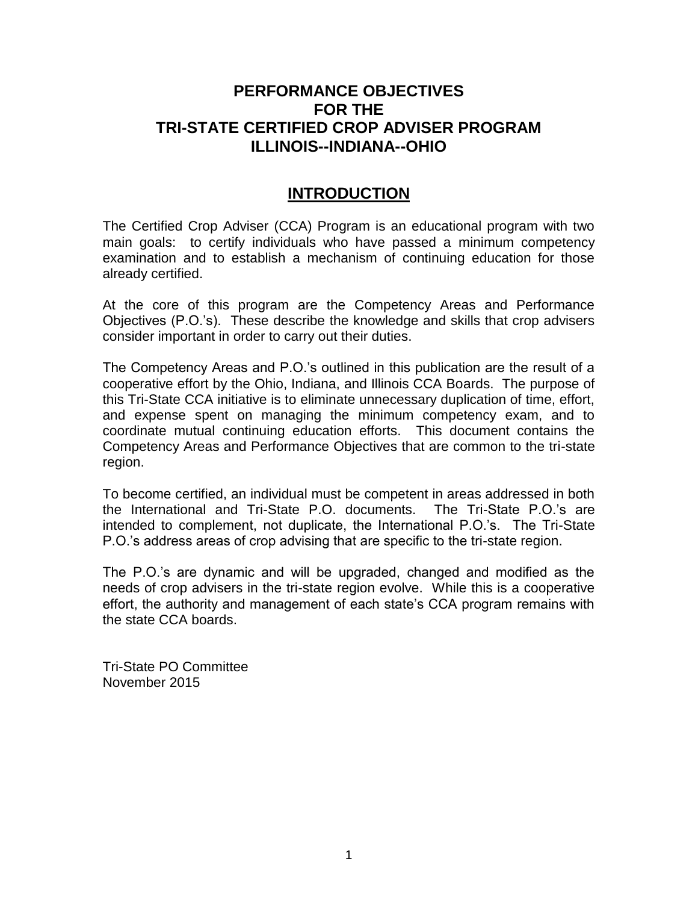# PERFORMANCE OBJECTIVES FOR THE TRI-STATE CERTIFIED CROP ADVISER PROGRAM ILLINOIS--INDIANA--OHIO

## INTRODUCTION

The Certified Crop Adviser (CCA) Program is an educational program with two main goals: to certify individuals who have passed a minimum competency examination and to establish a mechanism of continuing education for those already certified.

At the core of this program are the Competency Areas and Performance Objectives (P.O.'s). These describe the knowledge and skills that crop advisers consider important in order to carry out their duties.

The Competency Areas and P.O.'s outlined in this publication are the result of a cooperative effort by the Ohio, Indiana, and Illinois CCA Boards. The purpose of this Tri-State CCA initiative is to eliminate unnecessary duplication of time, effort, and expense spent on managing the minimum competency exam, and to coordinate mutual continuing education efforts. This document contains the Competency Areas and Performance Objectives that are common to the tri-state region.

To become certified, an individual must be competent in areas addressed in both the International and Tri-State P.O. documents. The Tri-State P.O.'s are intended to complement, not duplicate, the International P.O.'s. The Tri-State P.O.'s address areas of crop advising that are specific to the tri-state region.

The P.O.'s are dynamic and will be upgraded, changed and modified as the needs of crop advisers in the tri-state region evolve. While this is a cooperative effort, the authority and management of each state's CCA program remains with the state CCA boards.

Tri-State PO Committee
November 2015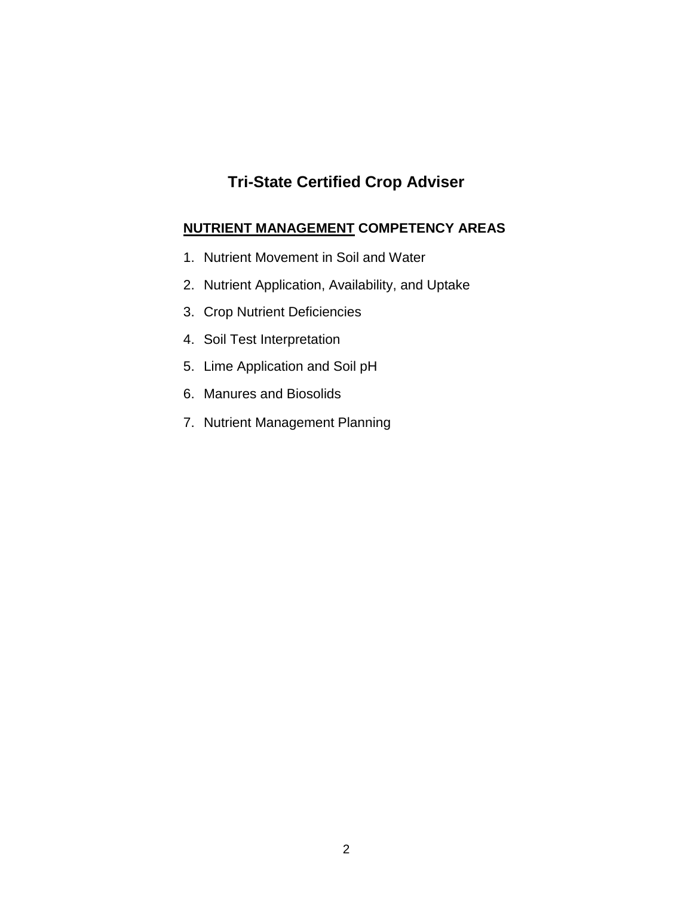# Tri-State Certified Crop Adviser

## <u>NUTRIENT MANAGEMENT</u> COMPETENCY AREAS

1. Nutrient Movement in Soil and Water
2. Nutrient Application, Availability, and Uptake
3. Crop Nutrient Deficiencies
4. Soil Test Interpretation
5. Lime Application and Soil pH
6. Manures and Biosolids
7. Nutrient Management Planning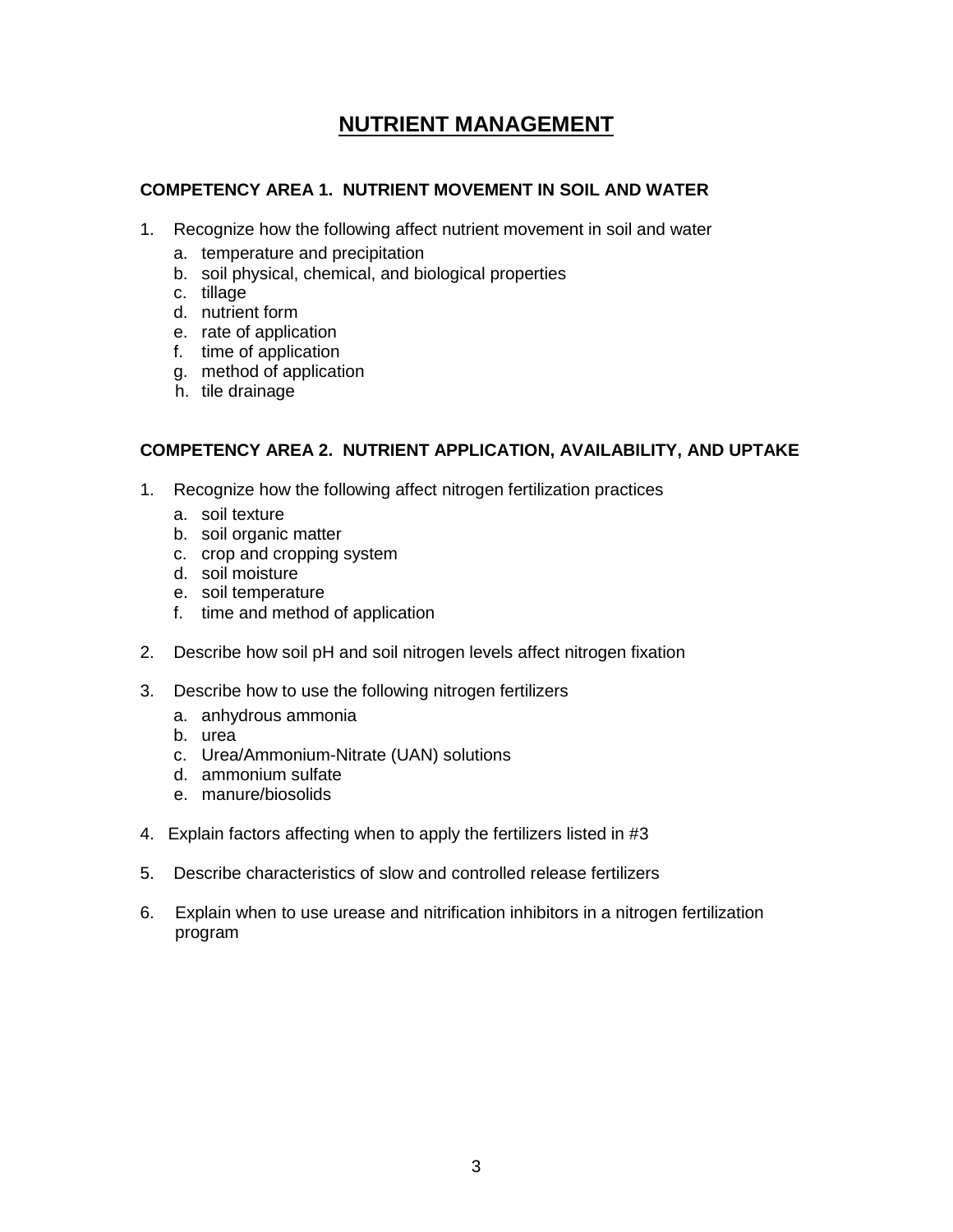# NUTRIENT MANAGEMENT

## COMPETENCY AREA 1. NUTRIENT MOVEMENT IN SOIL AND WATER

1. Recognize how the following affect nutrient movement in soil and water
   a. temperature and precipitation
   b. soil physical, chemical, and biological properties
   c. tillage
   d. nutrient form
   e. rate of application
   f. time of application
   g. method of application
   h. tile drainage

## COMPETENCY AREA 2. NUTRIENT APPLICATION, AVAILABILITY, AND UPTAKE

1. Recognize how the following affect nitrogen fertilization practices
   a. soil texture
   b. soil organic matter
   c. crop and cropping system
   d. soil moisture
   e. soil temperature
   f. time and method of application

2. Describe how soil pH and soil nitrogen levels affect nitrogen fixation

3. Describe how to use the following nitrogen fertilizers
   a. anhydrous ammonia
   b. urea
   c. Urea/Ammonium-Nitrate (UAN) solutions
   d. ammonium sulfate
   e. manure/biosolids

4. Explain factors affecting when to apply the fertilizers listed in #3

5. Describe characteristics of slow and controlled release fertilizers

6. Explain when to use urease and nitrification inhibitors in a nitrogen fertilization program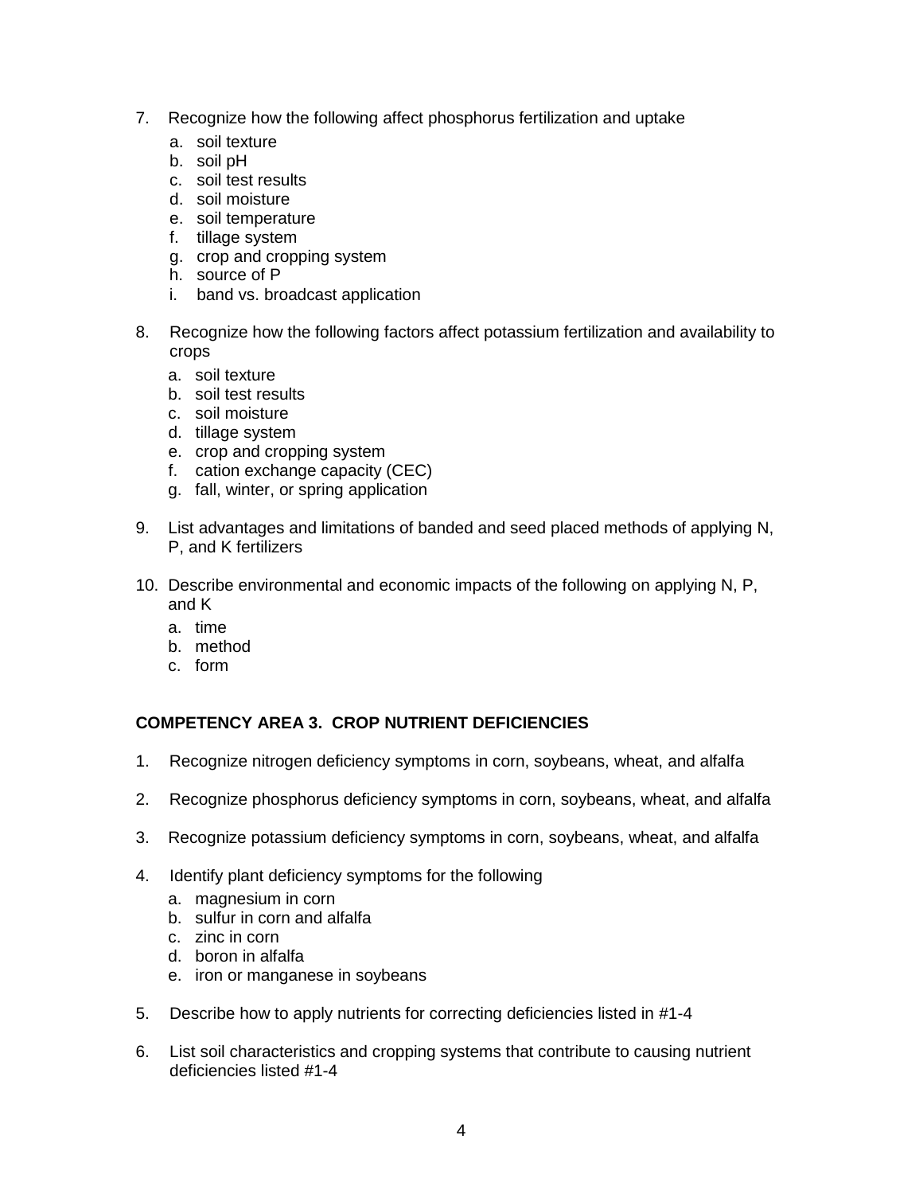7. Recognize how the following affect phosphorus fertilization and uptake
    a. soil texture
    b. soil pH
    c. soil test results
    d. soil moisture
    e. soil temperature
    f. tillage system
    g. crop and cropping system
    h. source of P
    i. band vs. broadcast application

8. Recognize how the following factors affect potassium fertilization and availability to crops
    a. soil texture
    b. soil test results
    c. soil moisture
    d. tillage system
    e. crop and cropping system
    f. cation exchange capacity (CEC)
    g. fall, winter, or spring application

9. List advantages and limitations of banded and seed placed methods of applying N, P, and K fertilizers

10. Describe environmental and economic impacts of the following on applying N, P, and K
    a. time
    b. method
    c. form

**COMPETENCY AREA 3. CROP NUTRIENT DEFICIENCIES**

1. Recognize nitrogen deficiency symptoms in corn, soybeans, wheat, and alfalfa

2. Recognize phosphorus deficiency symptoms in corn, soybeans, wheat, and alfalfa

3. Recognize potassium deficiency symptoms in corn, soybeans, wheat, and alfalfa

4. Identify plant deficiency symptoms for the following
    a. magnesium in corn
    b. sulfur in corn and alfalfa
    c. zinc in corn
    d. boron in alfalfa
    e. iron or manganese in soybeans

5. Describe how to apply nutrients for correcting deficiencies listed in #1-4

6. List soil characteristics and cropping systems that contribute to causing nutrient deficiencies listed #1-4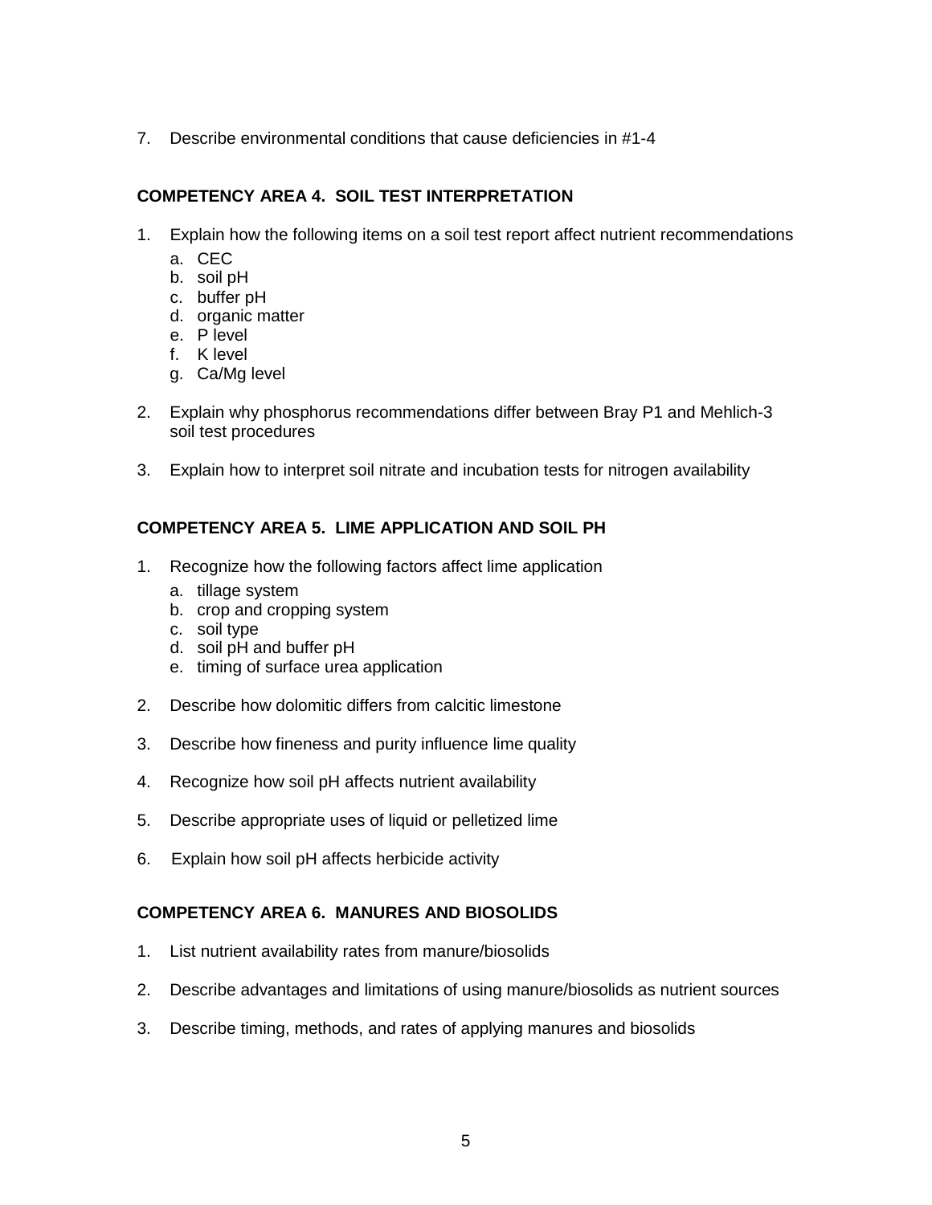7. Describe environmental conditions that cause deficiencies in #1-4

## COMPETENCY AREA 4. SOIL TEST INTERPRETATION

1. Explain how the following items on a soil test report affect nutrient recommendations
   a. CEC
   b. soil pH
   c. buffer pH
   d. organic matter
   e. P level
   f. K level
   g. Ca/Mg level

2. Explain why phosphorus recommendations differ between Bray P1 and Mehlich-3 soil test procedures

3. Explain how to interpret soil nitrate and incubation tests for nitrogen availability

## COMPETENCY AREA 5. LIME APPLICATION AND SOIL PH

1. Recognize how the following factors affect lime application
   a. tillage system
   b. crop and cropping system
   c. soil type
   d. soil pH and buffer pH
   e. timing of surface urea application

2. Describe how dolomitic differs from calcitic limestone

3. Describe how fineness and purity influence lime quality

4. Recognize how soil pH affects nutrient availability

5. Describe appropriate uses of liquid or pelletized lime

6. Explain how soil pH affects herbicide activity

## COMPETENCY AREA 6. MANURES AND BIOSOLIDS

1. List nutrient availability rates from manure/biosolids

2. Describe advantages and limitations of using manure/biosolids as nutrient sources

3. Describe timing, methods, and rates of applying manures and biosolids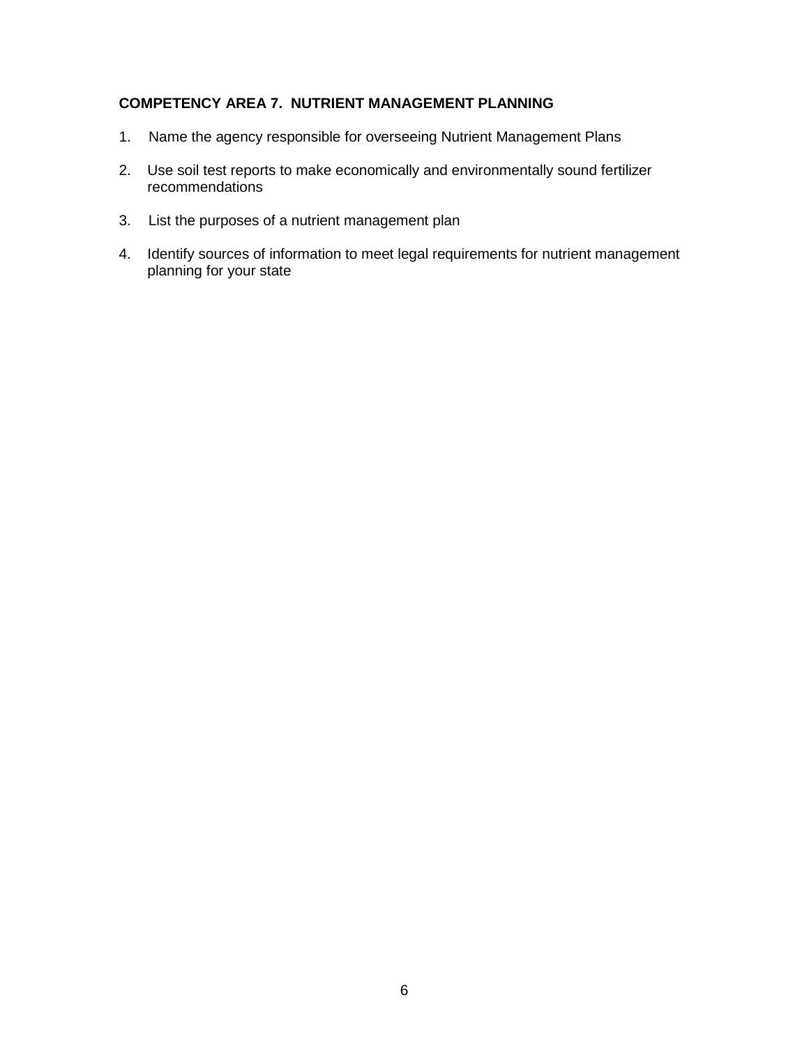**COMPETENCY AREA 7. NUTRIENT MANAGEMENT PLANNING**

1. Name the agency responsible for overseeing Nutrient Management Plans

2. Use soil test reports to make economically and environmentally sound fertilizer recommendations

3. List the purposes of a nutrient management plan

4. Identify sources of information to meet legal requirements for nutrient management planning for your state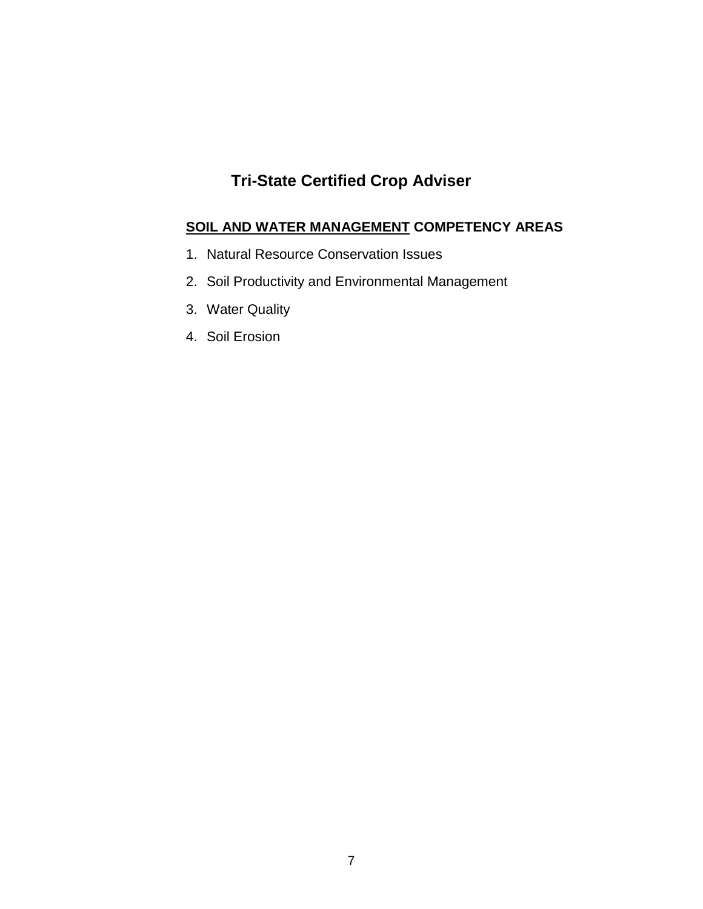# Tri-State Certified Crop Adviser

## SOIL AND WATER MANAGEMENT COMPETENCY AREAS

1. Natural Resource Conservation Issues
2. Soil Productivity and Environmental Management
3. Water Quality
4. Soil Erosion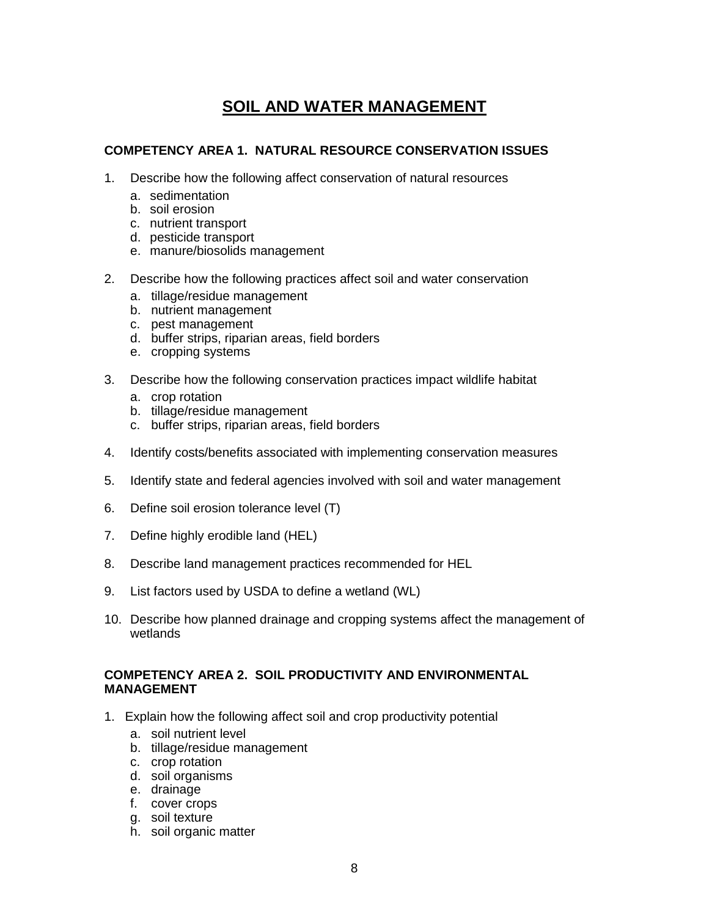# SOIL AND WATER MANAGEMENT

## COMPETENCY AREA 1. NATURAL RESOURCE CONSERVATION ISSUES

1. Describe how the following affect conservation of natural resources
   a. sedimentation
   b. soil erosion
   c. nutrient transport
   d. pesticide transport
   e. manure/biosolids management

2. Describe how the following practices affect soil and water conservation
   a. tillage/residue management
   b. nutrient management
   c. pest management
   d. buffer strips, riparian areas, field borders
   e. cropping systems

3. Describe how the following conservation practices impact wildlife habitat
   a. crop rotation
   b. tillage/residue management
   c. buffer strips, riparian areas, field borders

4. Identify costs/benefits associated with implementing conservation measures

5. Identify state and federal agencies involved with soil and water management

6. Define soil erosion tolerance level (T)

7. Define highly erodible land (HEL)

8. Describe land management practices recommended for HEL

9. List factors used by USDA to define a wetland (WL)

10. Describe how planned drainage and cropping systems affect the management of wetlands

## COMPETENCY AREA 2. SOIL PRODUCTIVITY AND ENVIRONMENTAL MANAGEMENT

1. Explain how the following affect soil and crop productivity potential
   a. soil nutrient level
   b. tillage/residue management
   c. crop rotation
   d. soil organisms
   e. drainage
   f. cover crops
   g. soil texture
   h. soil organic matter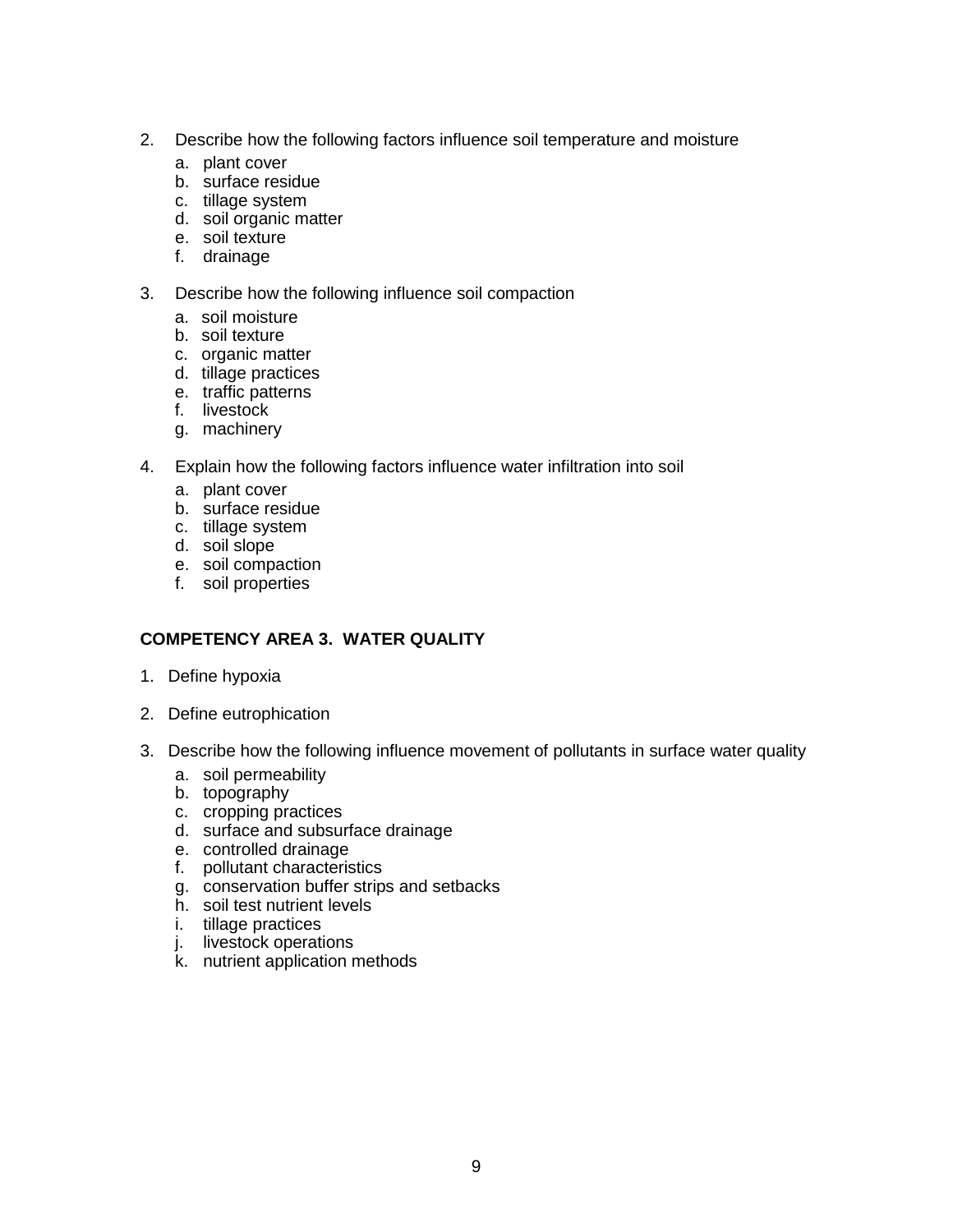2. Describe how the following factors influence soil temperature and moisture
    a. plant cover
    b. surface residue
    c. tillage system
    d. soil organic matter
    e. soil texture
    f. drainage

3. Describe how the following influence soil compaction
    a. soil moisture
    b. soil texture
    c. organic matter
    d. tillage practices
    e. traffic patterns
    f. livestock
    g. machinery

4. Explain how the following factors influence water infiltration into soil
    a. plant cover
    b. surface residue
    c. tillage system
    d. soil slope
    e. soil compaction
    f. soil properties

**COMPETENCY AREA 3. WATER QUALITY**

1. Define hypoxia

2. Define eutrophication

3. Describe how the following influence movement of pollutants in surface water quality
    a. soil permeability
    b. topography
    c. cropping practices
    d. surface and subsurface drainage
    e. controlled drainage
    f. pollutant characteristics
    g. conservation buffer strips and setbacks
    h. soil test nutrient levels
    i. tillage practices
    j. livestock operations
    k. nutrient application methods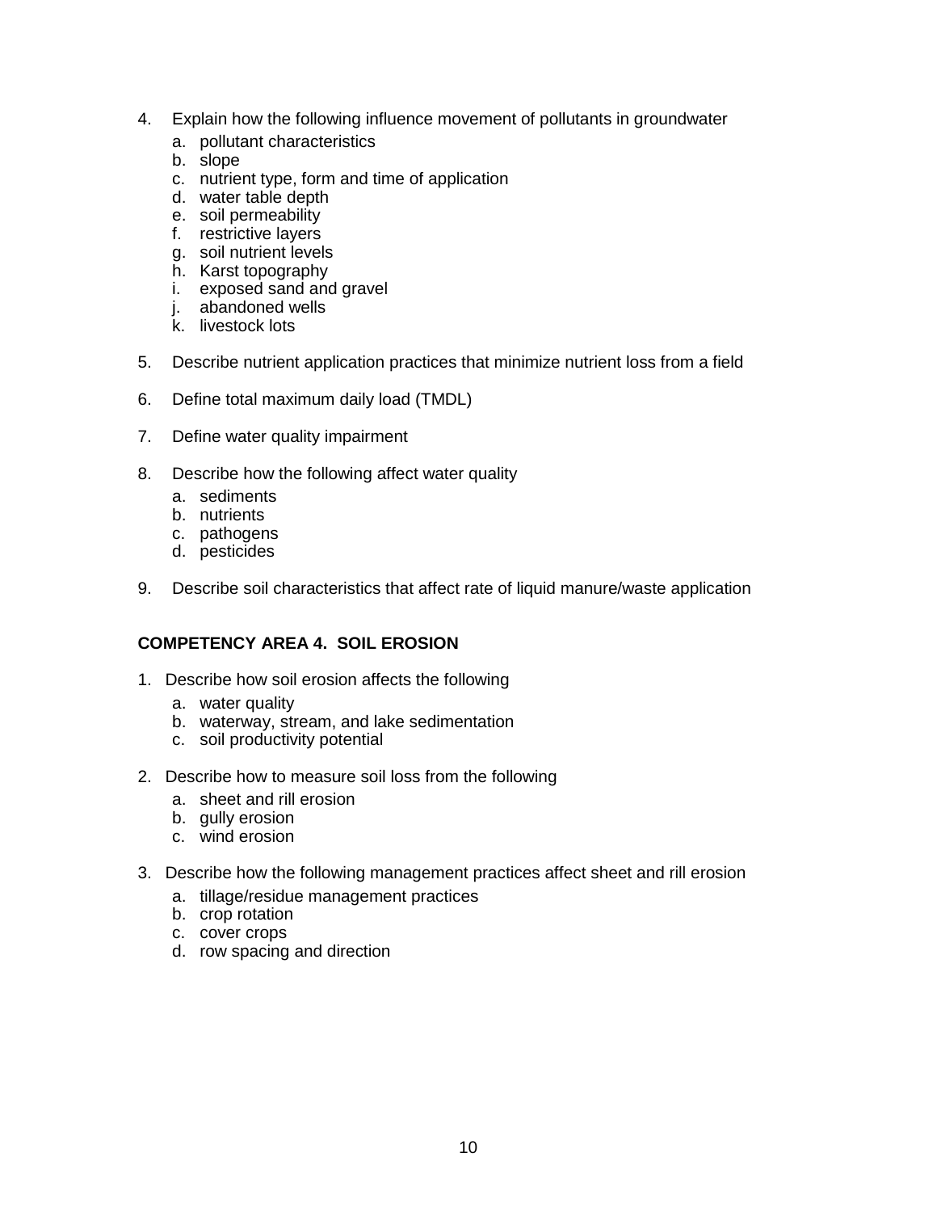4. Explain how the following influence movement of pollutants in groundwater
   a. pollutant characteristics
   b. slope
   c. nutrient type, form and time of application
   d. water table depth
   e. soil permeability
   f. restrictive layers
   g. soil nutrient levels
   h. Karst topography
   i. exposed sand and gravel
   j. abandoned wells
   k. livestock lots

5. Describe nutrient application practices that minimize nutrient loss from a field

6. Define total maximum daily load (TMDL)

7. Define water quality impairment

8. Describe how the following affect water quality
   a. sediments
   b. nutrients
   c. pathogens
   d. pesticides

9. Describe soil characteristics that affect rate of liquid manure/waste application

**COMPETENCY AREA 4. SOIL EROSION**

1. Describe how soil erosion affects the following
   a. water quality
   b. waterway, stream, and lake sedimentation
   c. soil productivity potential

2. Describe how to measure soil loss from the following
   a. sheet and rill erosion
   b. gully erosion
   c. wind erosion

3. Describe how the following management practices affect sheet and rill erosion
   a. tillage/residue management practices
   b. crop rotation
   c. cover crops
   d. row spacing and direction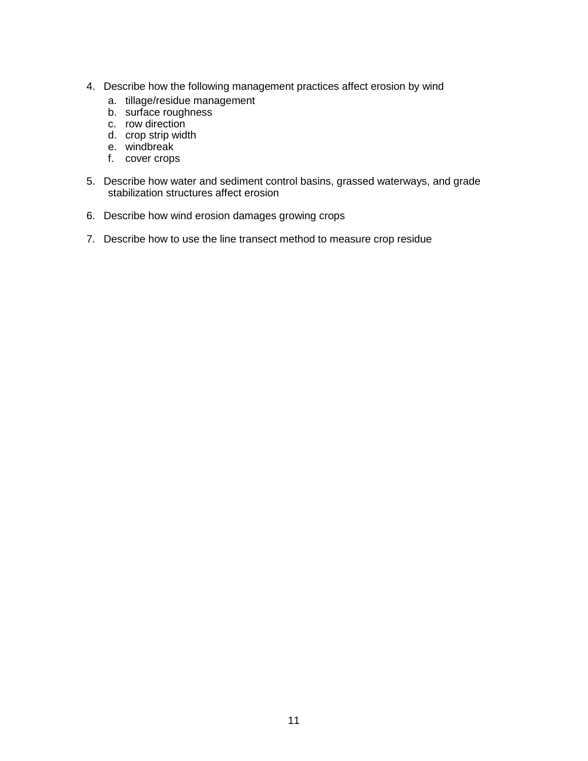4. Describe how the following management practices affect erosion by wind
   a. tillage/residue management
   b. surface roughness
   c. row direction
   d. crop strip width
   e. windbreak
   f. cover crops

5. Describe how water and sediment control basins, grassed waterways, and grade stabilization structures affect erosion

6. Describe how wind erosion damages growing crops

7. Describe how to use the line transect method to measure crop residue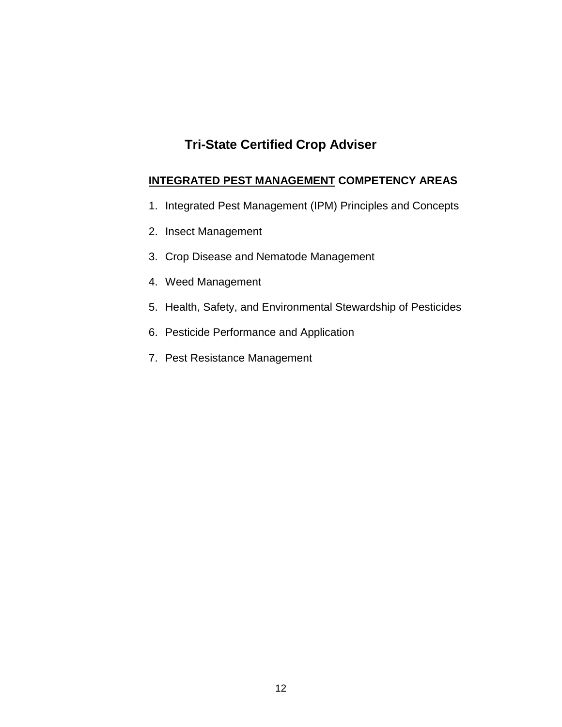# Tri-State Certified Crop Adviser

## INTEGRATED PEST MANAGEMENT COMPETENCY AREAS

1. Integrated Pest Management (IPM) Principles and Concepts
2. Insect Management
3. Crop Disease and Nematode Management
4. Weed Management
5. Health, Safety, and Environmental Stewardship of Pesticides
6. Pesticide Performance and Application
7. Pest Resistance Management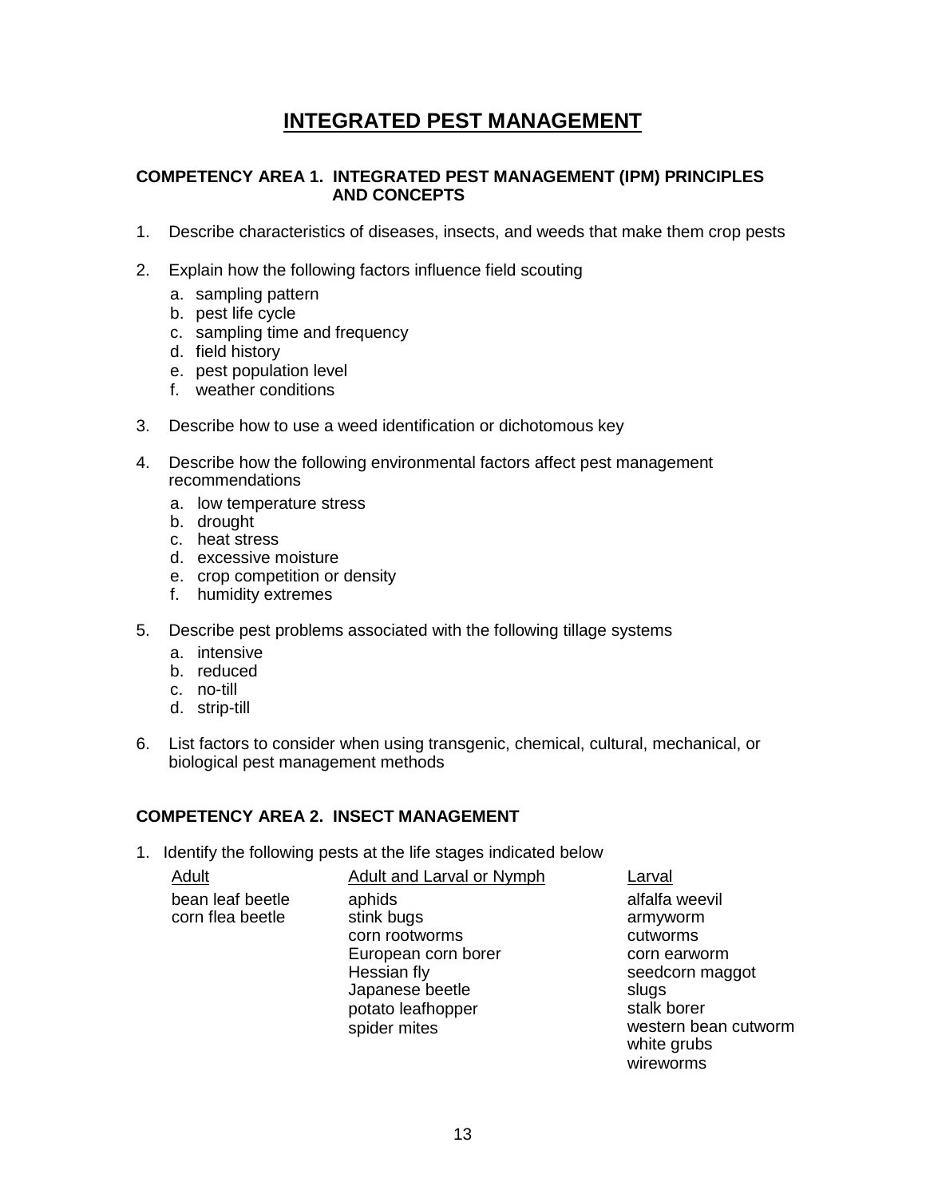# INTEGRATED PEST MANAGEMENT

### COMPETENCY AREA 1. INTEGRATED PEST MANAGEMENT (IPM) PRINCIPLES AND CONCEPTS

1. Describe characteristics of diseases, insects, and weeds that make them crop pests

2. Explain how the following factors influence field scouting
   a. sampling pattern
   b. pest life cycle
   c. sampling time and frequency
   d. field history
   e. pest population level
   f. weather conditions

3. Describe how to use a weed identification or dichotomous key

4. Describe how the following environmental factors affect pest management recommendations
   a. low temperature stress
   b. drought
   c. heat stress
   d. excessive moisture
   e. crop competition or density
   f. humidity extremes

5. Describe pest problems associated with the following tillage systems
   a. intensive
   b. reduced
   c. no-till
   d. strip-till

6. List factors to consider when using transgenic, chemical, cultural, mechanical, or biological pest management methods

### COMPETENCY AREA 2. INSECT MANAGEMENT

1. Identify the following pests at the life stages indicated below

| Adult | Adult and Larval or Nymph | Larval |
|---|---|---|
| bean leaf beetle | aphids | alfalfa weevil |
| corn flea beetle | stink bugs | armyworm |
| | corn rootworms | cutworms |
| | European corn borer | corn earworm |
| | Hessian fly | seedcorn maggot |
| | Japanese beetle | slugs |
| | potato leafhopper | stalk borer |
| | spider mites | western bean cutworm |
| | | white grubs |
| | | wireworms |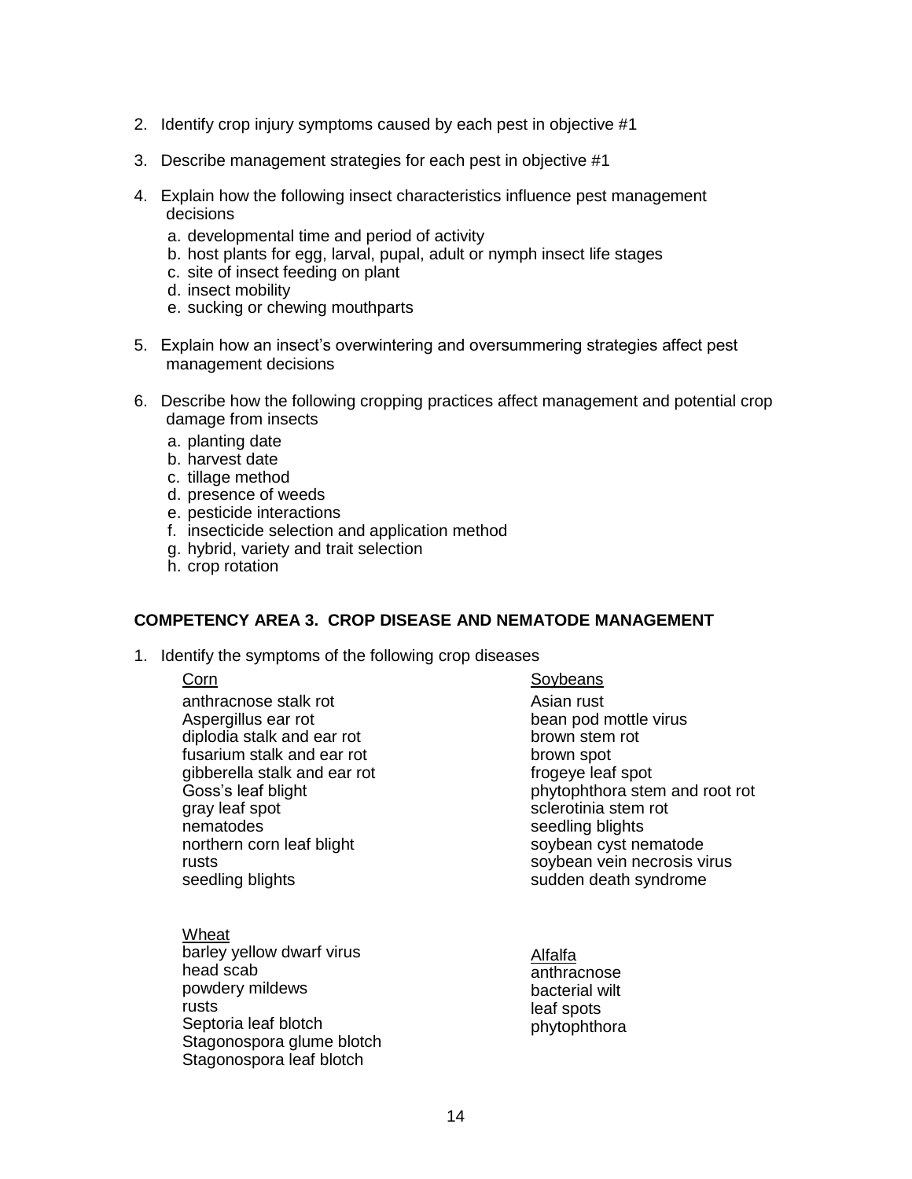2. Identify crop injury symptoms caused by each pest in objective #1

3. Describe management strategies for each pest in objective #1

4. Explain how the following insect characteristics influence pest management decisions
   a. developmental time and period of activity
   b. host plants for egg, larval, pupal, adult or nymph insect life stages
   c. site of insect feeding on plant
   d. insect mobility
   e. sucking or chewing mouthparts

5. Explain how an insect's overwintering and oversummering strategies affect pest management decisions

6. Describe how the following cropping practices affect management and potential crop damage from insects
   a. planting date
   b. harvest date
   c. tillage method
   d. presence of weeds
   e. pesticide interactions
   f. insecticide selection and application method
   g. hybrid, variety and trait selection
   h. crop rotation

**COMPETENCY AREA 3. CROP DISEASE AND NEMATODE MANAGEMENT**

1. Identify the symptoms of the following crop diseases

<u>Corn</u>
anthracnose stalk rot
Aspergillus ear rot
diplodia stalk and ear rot
fusarium stalk and ear rot
gibberella stalk and ear rot
Goss's leaf blight
gray leaf spot
nematodes
northern corn leaf blight
rusts
seedling blights

<u>Soybeans</u>
Asian rust
bean pod mottle virus
brown stem rot
brown spot
frogeye leaf spot
phytophthora stem and root rot
sclerotinia stem rot
seedling blights
soybean cyst nematode
soybean vein necrosis virus
sudden death syndrome

<u>Wheat</u>
barley yellow dwarf virus
head scab
powdery mildews
rusts
Septoria leaf blotch
Stagonospora glume blotch
Stagonospora leaf blotch

<u>Alfalfa</u>
anthracnose
bacterial wilt
leaf spots
phytophthora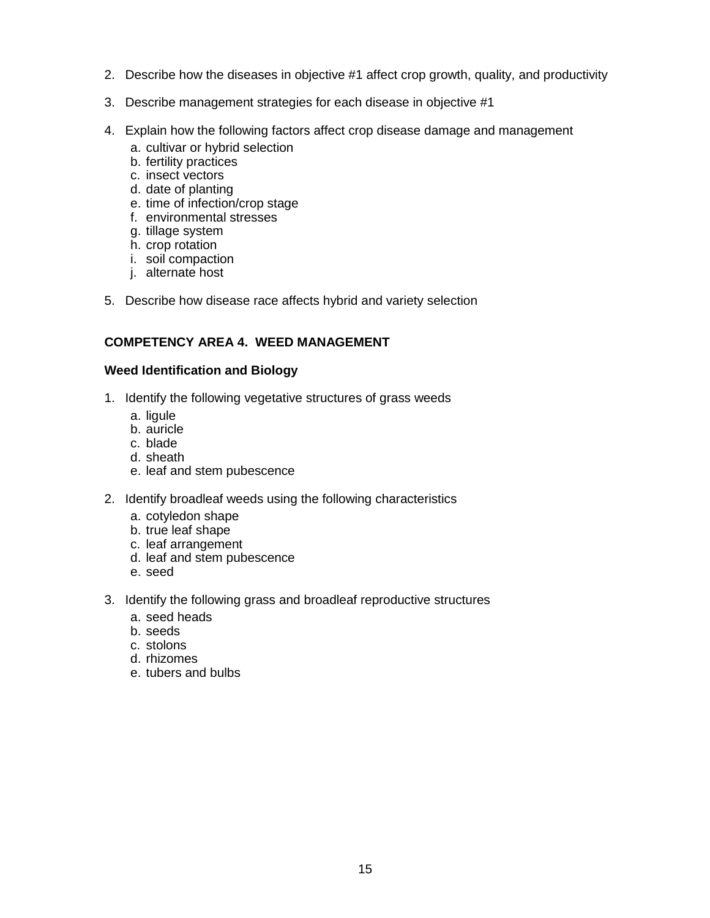2. Describe how the diseases in objective #1 affect crop growth, quality, and productivity

3. Describe management strategies for each disease in objective #1

4. Explain how the following factors affect crop disease damage and management
   a. cultivar or hybrid selection
   b. fertility practices
   c. insect vectors
   d. date of planting
   e. time of infection/crop stage
   f. environmental stresses
   g. tillage system
   h. crop rotation
   i. soil compaction
   j. alternate host

5. Describe how disease race affects hybrid and variety selection

## COMPETENCY AREA 4. WEED MANAGEMENT

### Weed Identification and Biology

1. Identify the following vegetative structures of grass weeds
   a. ligule
   b. auricle
   c. blade
   d. sheath
   e. leaf and stem pubescence

2. Identify broadleaf weeds using the following characteristics
   a. cotyledon shape
   b. true leaf shape
   c. leaf arrangement
   d. leaf and stem pubescence
   e. seed

3. Identify the following grass and broadleaf reproductive structures
   a. seed heads
   b. seeds
   c. stolons
   d. rhizomes
   e. tubers and bulbs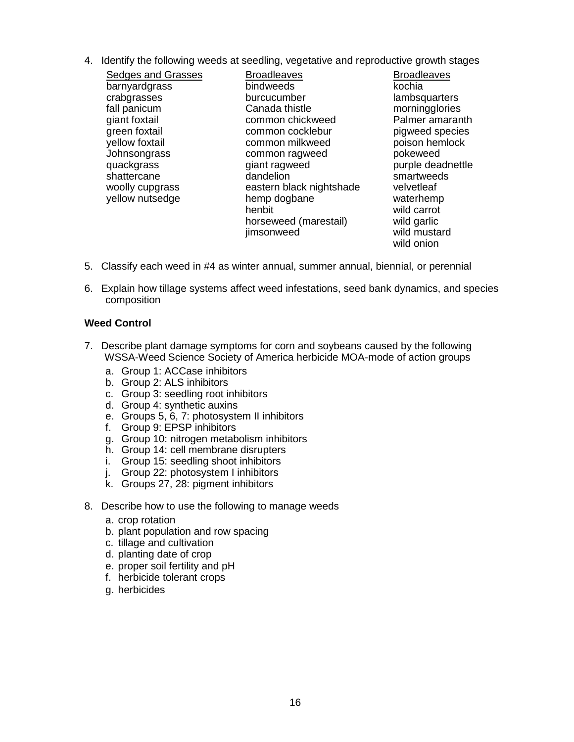4. Identify the following weeds at seedling, vegetative and reproductive growth stages

| Sedges and Grasses | Broadleaves | Broadleaves |
|---|---|---|
| barnyardgrass | bindweeds | kochia |
| crabgrasses | burcucumber | lambsquarters |
| fall panicum | Canada thistle | morningglories |
| giant foxtail | common chickweed | Palmer amaranth |
| green foxtail | common cocklebur | pigweed species |
| yellow foxtail | common milkweed | poison hemlock |
| Johnsongrass | common ragweed | pokeweed |
| quackgrass | giant ragweed | purple deadnettle |
| shattercane | dandelion | smartweeds |
| woolly cupgrass | eastern black nightshade | velvetleaf |
| yellow nutsedge | hemp dogbane | waterhemp |
| | henbit | wild carrot |
| | horseweed (marestail) | wild garlic |
| | jimsonweed | wild mustard |
| | | wild onion |

5. Classify each weed in #4 as winter annual, summer annual, biennial, or perennial

6. Explain how tillage systems affect weed infestations, seed bank dynamics, and species composition

**Weed Control**

7. Describe plant damage symptoms for corn and soybeans caused by the following WSSA-Weed Science Society of America herbicide MOA-mode of action groups
   a. Group 1: ACCase inhibitors
   b. Group 2: ALS inhibitors
   c. Group 3: seedling root inhibitors
   d. Group 4: synthetic auxins
   e. Groups 5, 6, 7: photosystem II inhibitors
   f. Group 9: EPSP inhibitors
   g. Group 10: nitrogen metabolism inhibitors
   h. Group 14: cell membrane disrupters
   i. Group 15: seedling shoot inhibitors
   j. Group 22: photosystem I inhibitors
   k. Groups 27, 28: pigment inhibitors

8. Describe how to use the following to manage weeds
   a. crop rotation
   b. plant population and row spacing
   c. tillage and cultivation
   d. planting date of crop
   e. proper soil fertility and pH
   f. herbicide tolerant crops
   g. herbicides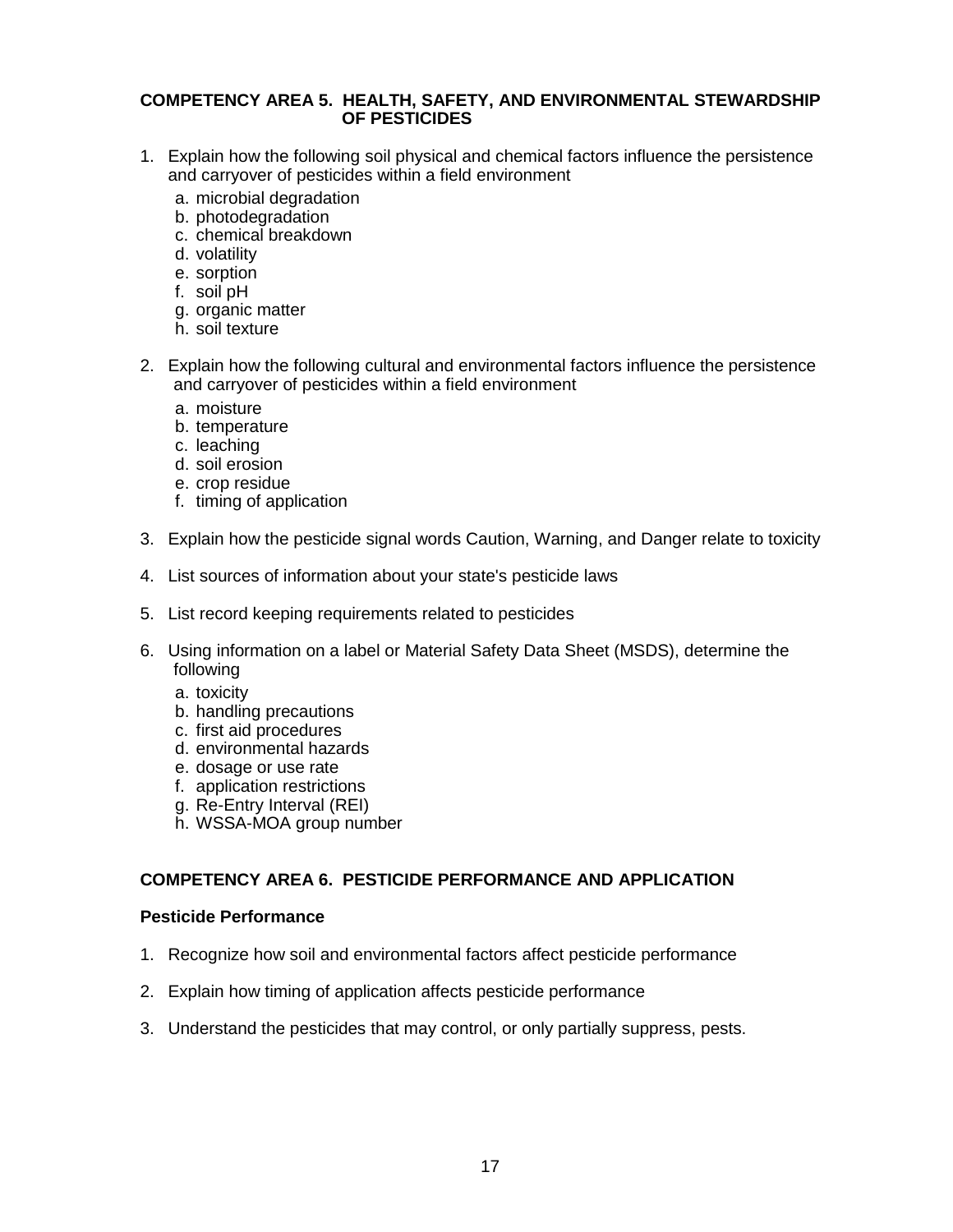## COMPETENCY AREA 5. HEALTH, SAFETY, AND ENVIRONMENTAL STEWARDSHIP OF PESTICIDES

1. Explain how the following soil physical and chemical factors influence the persistence and carryover of pesticides within a field environment
   a. microbial degradation
   b. photodegradation
   c. chemical breakdown
   d. volatility
   e. sorption
   f. soil pH
   g. organic matter
   h. soil texture

2. Explain how the following cultural and environmental factors influence the persistence and carryover of pesticides within a field environment
   a. moisture
   b. temperature
   c. leaching
   d. soil erosion
   e. crop residue
   f. timing of application

3. Explain how the pesticide signal words Caution, Warning, and Danger relate to toxicity

4. List sources of information about your state's pesticide laws

5. List record keeping requirements related to pesticides

6. Using information on a label or Material Safety Data Sheet (MSDS), determine the following
   a. toxicity
   b. handling precautions
   c. first aid procedures
   d. environmental hazards
   e. dosage or use rate
   f. application restrictions
   g. Re-Entry Interval (REI)
   h. WSSA-MOA group number

## COMPETENCY AREA 6. PESTICIDE PERFORMANCE AND APPLICATION

### Pesticide Performance

1. Recognize how soil and environmental factors affect pesticide performance

2. Explain how timing of application affects pesticide performance

3. Understand the pesticides that may control, or only partially suppress, pests.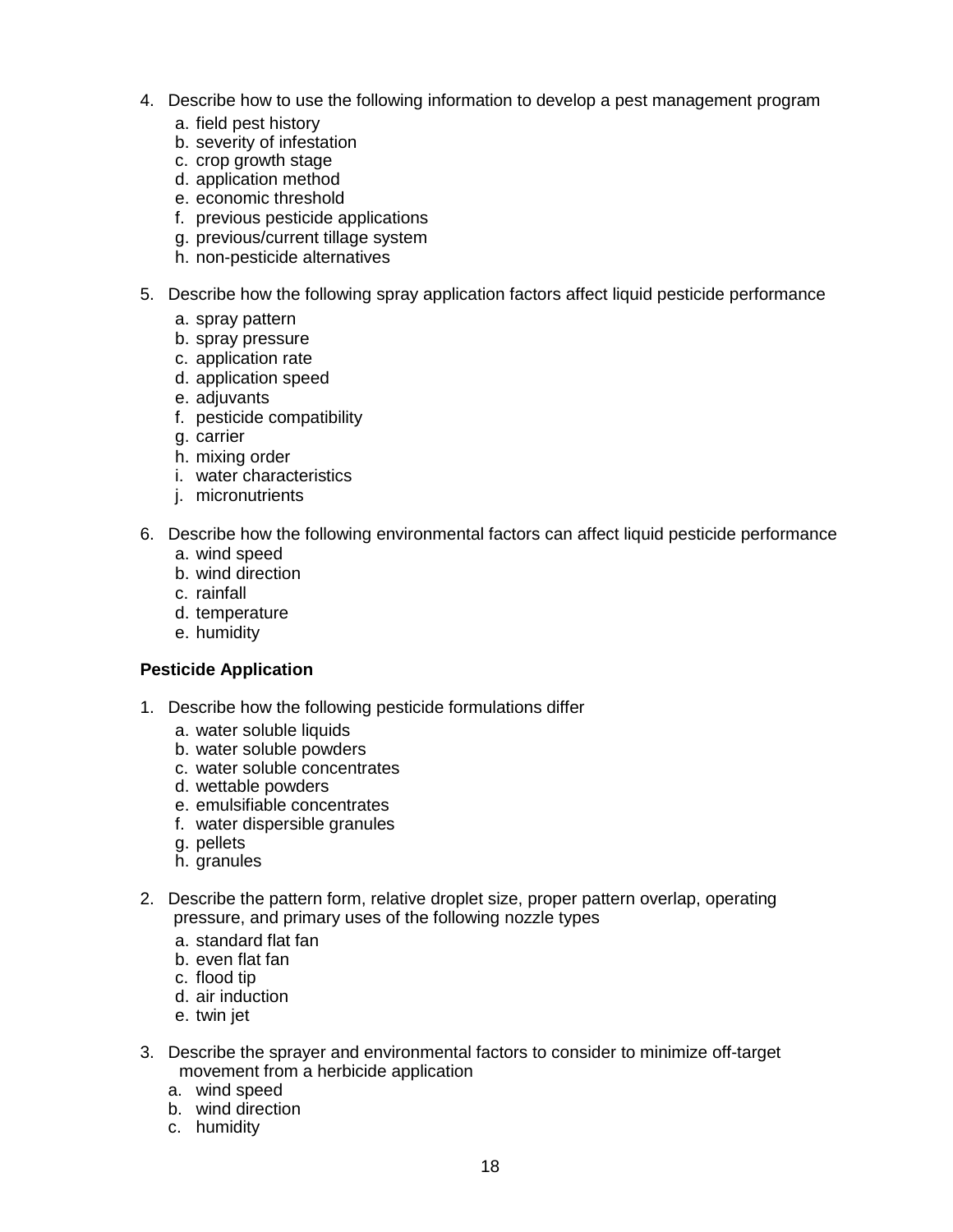4. Describe how to use the following information to develop a pest management program
   a. field pest history
   b. severity of infestation
   c. crop growth stage
   d. application method
   e. economic threshold
   f. previous pesticide applications
   g. previous/current tillage system
   h. non-pesticide alternatives

5. Describe how the following spray application factors affect liquid pesticide performance
   a. spray pattern
   b. spray pressure
   c. application rate
   d. application speed
   e. adjuvants
   f. pesticide compatibility
   g. carrier
   h. mixing order
   i. water characteristics
   j. micronutrients

6. Describe how the following environmental factors can affect liquid pesticide performance
   a. wind speed
   b. wind direction
   c. rainfall
   d. temperature
   e. humidity

**Pesticide Application**

1. Describe how the following pesticide formulations differ
   a. water soluble liquids
   b. water soluble powders
   c. water soluble concentrates
   d. wettable powders
   e. emulsifiable concentrates
   f. water dispersible granules
   g. pellets
   h. granules

2. Describe the pattern form, relative droplet size, proper pattern overlap, operating pressure, and primary uses of the following nozzle types
   a. standard flat fan
   b. even flat fan
   c. flood tip
   d. air induction
   e. twin jet

3. Describe the sprayer and environmental factors to consider to minimize off-target movement from a herbicide application
   a. wind speed
   b. wind direction
   c. humidity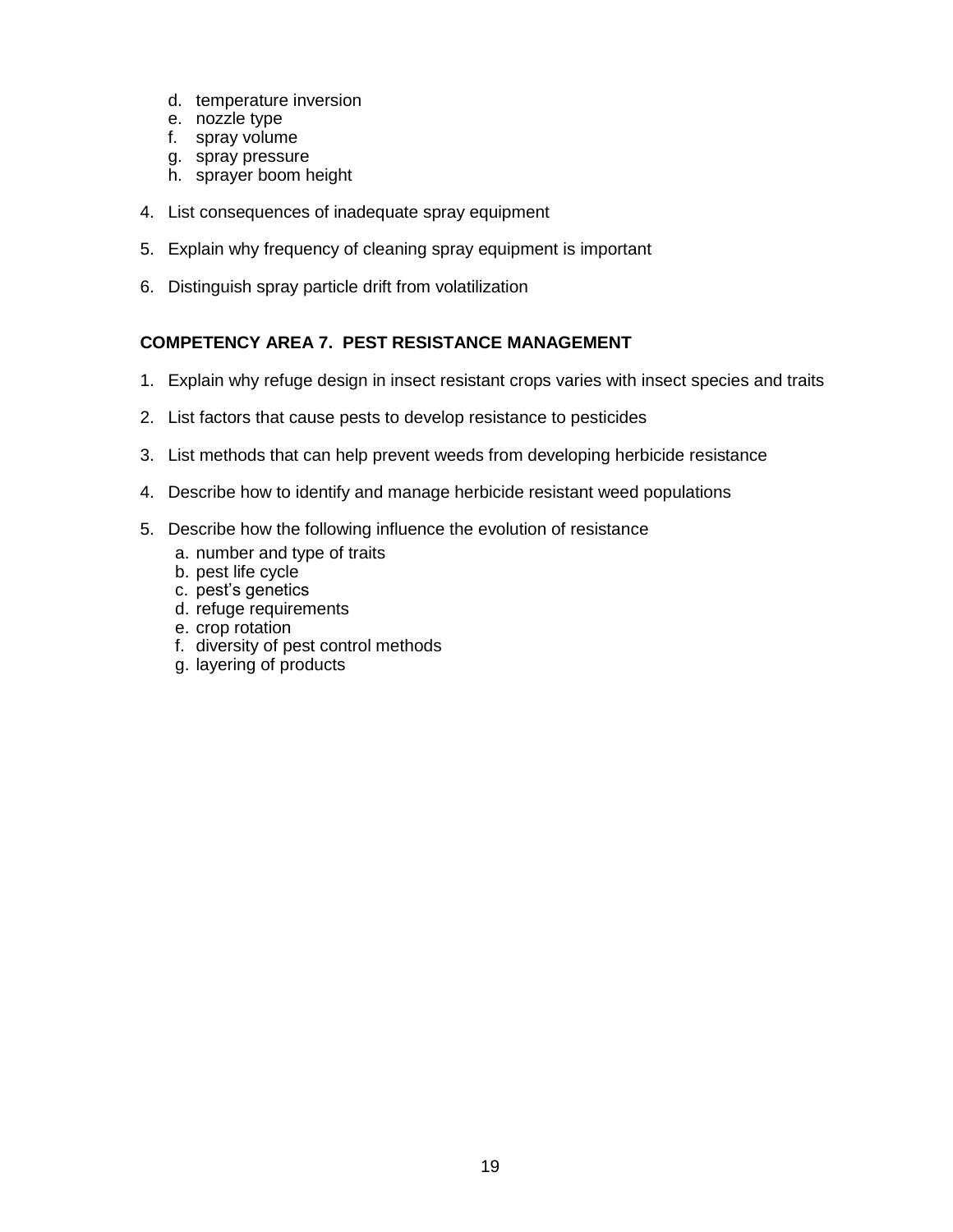d. temperature inversion
   e. nozzle type
   f. spray volume
   g. spray pressure
   h. sprayer boom height

4. List consequences of inadequate spray equipment

5. Explain why frequency of cleaning spray equipment is important

6. Distinguish spray particle drift from volatilization

**COMPETENCY AREA 7. PEST RESISTANCE MANAGEMENT**

1. Explain why refuge design in insect resistant crops varies with insect species and traits

2. List factors that cause pests to develop resistance to pesticides

3. List methods that can help prevent weeds from developing herbicide resistance

4. Describe how to identify and manage herbicide resistant weed populations

5. Describe how the following influence the evolution of resistance
   a. number and type of traits
   b. pest life cycle
   c. pest's genetics
   d. refuge requirements
   e. crop rotation
   f. diversity of pest control methods
   g. layering of products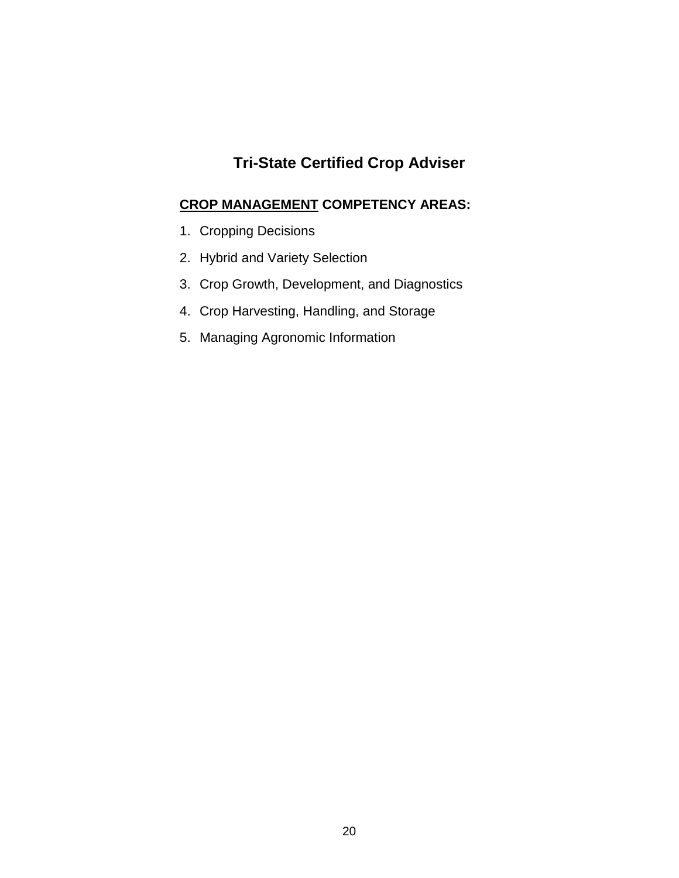# Tri-State Certified Crop Adviser

**<u>CROP MANAGEMENT</u> COMPETENCY AREAS:**

1. Cropping Decisions
2. Hybrid and Variety Selection
3. Crop Growth, Development, and Diagnostics
4. Crop Harvesting, Handling, and Storage
5. Managing Agronomic Information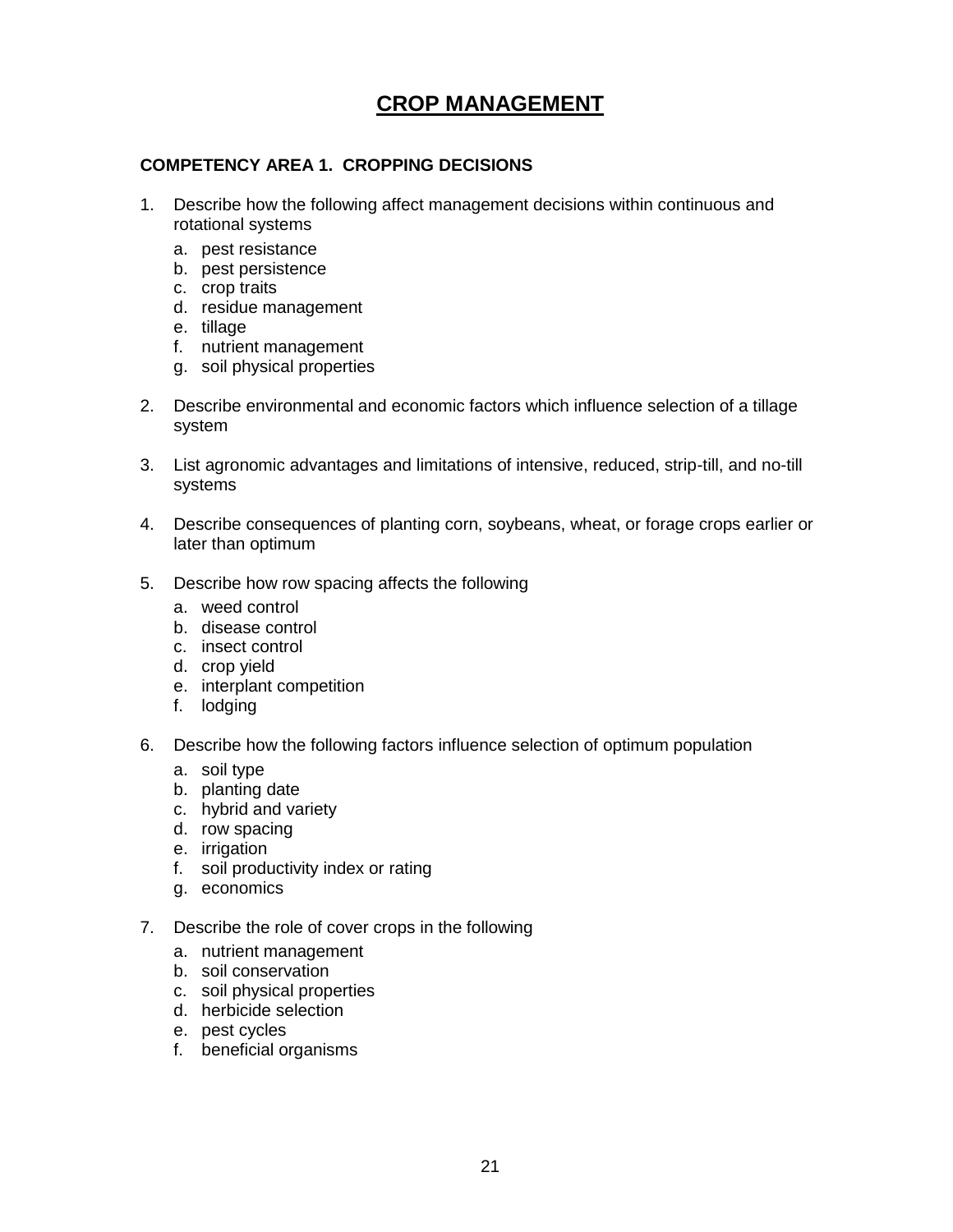# CROP MANAGEMENT

## COMPETENCY AREA 1. CROPPING DECISIONS

1. Describe how the following affect management decisions within continuous and rotational systems
   a. pest resistance
   b. pest persistence
   c. crop traits
   d. residue management
   e. tillage
   f. nutrient management
   g. soil physical properties

2. Describe environmental and economic factors which influence selection of a tillage system

3. List agronomic advantages and limitations of intensive, reduced, strip-till, and no-till systems

4. Describe consequences of planting corn, soybeans, wheat, or forage crops earlier or later than optimum

5. Describe how row spacing affects the following
   a. weed control
   b. disease control
   c. insect control
   d. crop yield
   e. interplant competition
   f. lodging

6. Describe how the following factors influence selection of optimum population
   a. soil type
   b. planting date
   c. hybrid and variety
   d. row spacing
   e. irrigation
   f. soil productivity index or rating
   g. economics

7. Describe the role of cover crops in the following
   a. nutrient management
   b. soil conservation
   c. soil physical properties
   d. herbicide selection
   e. pest cycles
   f. beneficial organisms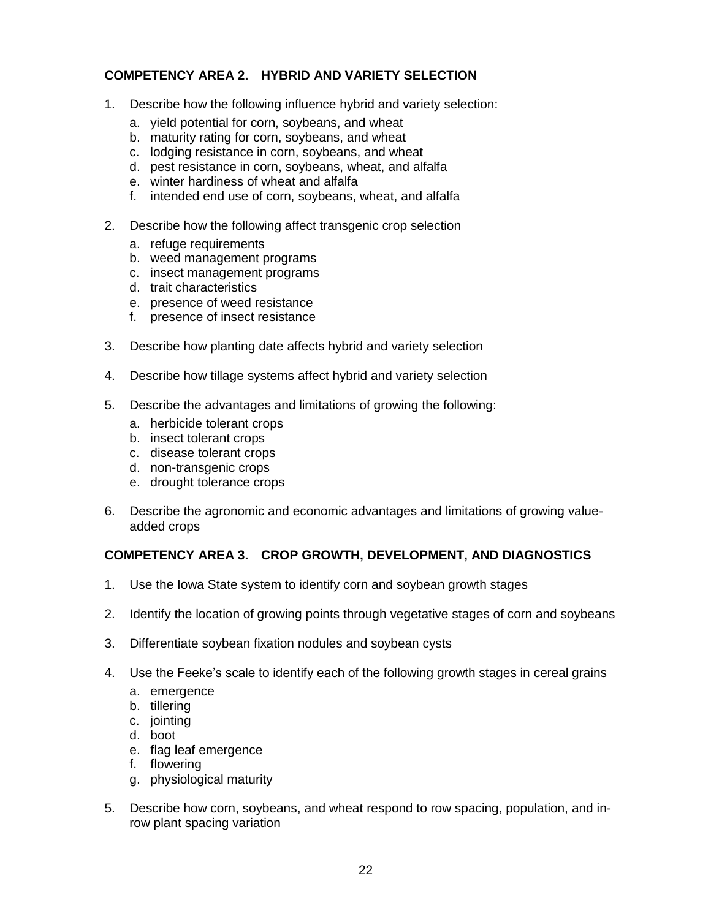## COMPETENCY AREA 2. HYBRID AND VARIETY SELECTION

1. Describe how the following influence hybrid and variety selection:
   a. yield potential for corn, soybeans, and wheat
   b. maturity rating for corn, soybeans, and wheat
   c. lodging resistance in corn, soybeans, and wheat
   d. pest resistance in corn, soybeans, wheat, and alfalfa
   e. winter hardiness of wheat and alfalfa
   f. intended end use of corn, soybeans, wheat, and alfalfa

2. Describe how the following affect transgenic crop selection
   a. refuge requirements
   b. weed management programs
   c. insect management programs
   d. trait characteristics
   e. presence of weed resistance
   f. presence of insect resistance

3. Describe how planting date affects hybrid and variety selection

4. Describe how tillage systems affect hybrid and variety selection

5. Describe the advantages and limitations of growing the following:
   a. herbicide tolerant crops
   b. insect tolerant crops
   c. disease tolerant crops
   d. non-transgenic crops
   e. drought tolerance crops

6. Describe the agronomic and economic advantages and limitations of growing value-added crops

## COMPETENCY AREA 3. CROP GROWTH, DEVELOPMENT, AND DIAGNOSTICS

1. Use the Iowa State system to identify corn and soybean growth stages

2. Identify the location of growing points through vegetative stages of corn and soybeans

3. Differentiate soybean fixation nodules and soybean cysts

4. Use the Feeke's scale to identify each of the following growth stages in cereal grains
   a. emergence
   b. tillering
   c. jointing
   d. boot
   e. flag leaf emergence
   f. flowering
   g. physiological maturity

5. Describe how corn, soybeans, and wheat respond to row spacing, population, and in-row plant spacing variation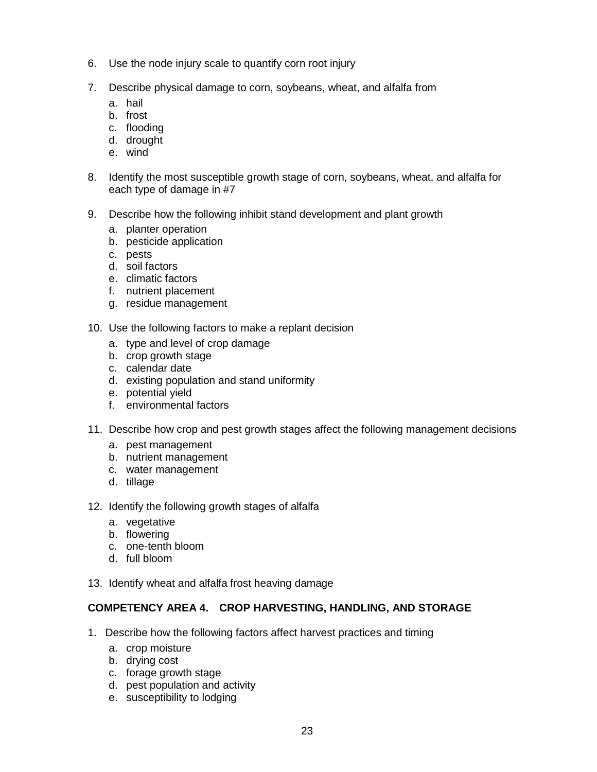6. Use the node injury scale to quantify corn root injury

7. Describe physical damage to corn, soybeans, wheat, and alfalfa from
   a. hail
   b. frost
   c. flooding
   d. drought
   e. wind

8. Identify the most susceptible growth stage of corn, soybeans, wheat, and alfalfa for each type of damage in #7

9. Describe how the following inhibit stand development and plant growth
   a. planter operation
   b. pesticide application
   c. pests
   d. soil factors
   e. climatic factors
   f. nutrient placement
   g. residue management

10. Use the following factors to make a replant decision
    a. type and level of crop damage
    b. crop growth stage
    c. calendar date
    d. existing population and stand uniformity
    e. potential yield
    f. environmental factors

11. Describe how crop and pest growth stages affect the following management decisions
    a. pest management
    b. nutrient management
    c. water management
    d. tillage

12. Identify the following growth stages of alfalfa
    a. vegetative
    b. flowering
    c. one-tenth bloom
    d. full bloom

13. Identify wheat and alfalfa frost heaving damage

## COMPETENCY AREA 4. CROP HARVESTING, HANDLING, AND STORAGE

1. Describe how the following factors affect harvest practices and timing
   a. crop moisture
   b. drying cost
   c. forage growth stage
   d. pest population and activity
   e. susceptibility to lodging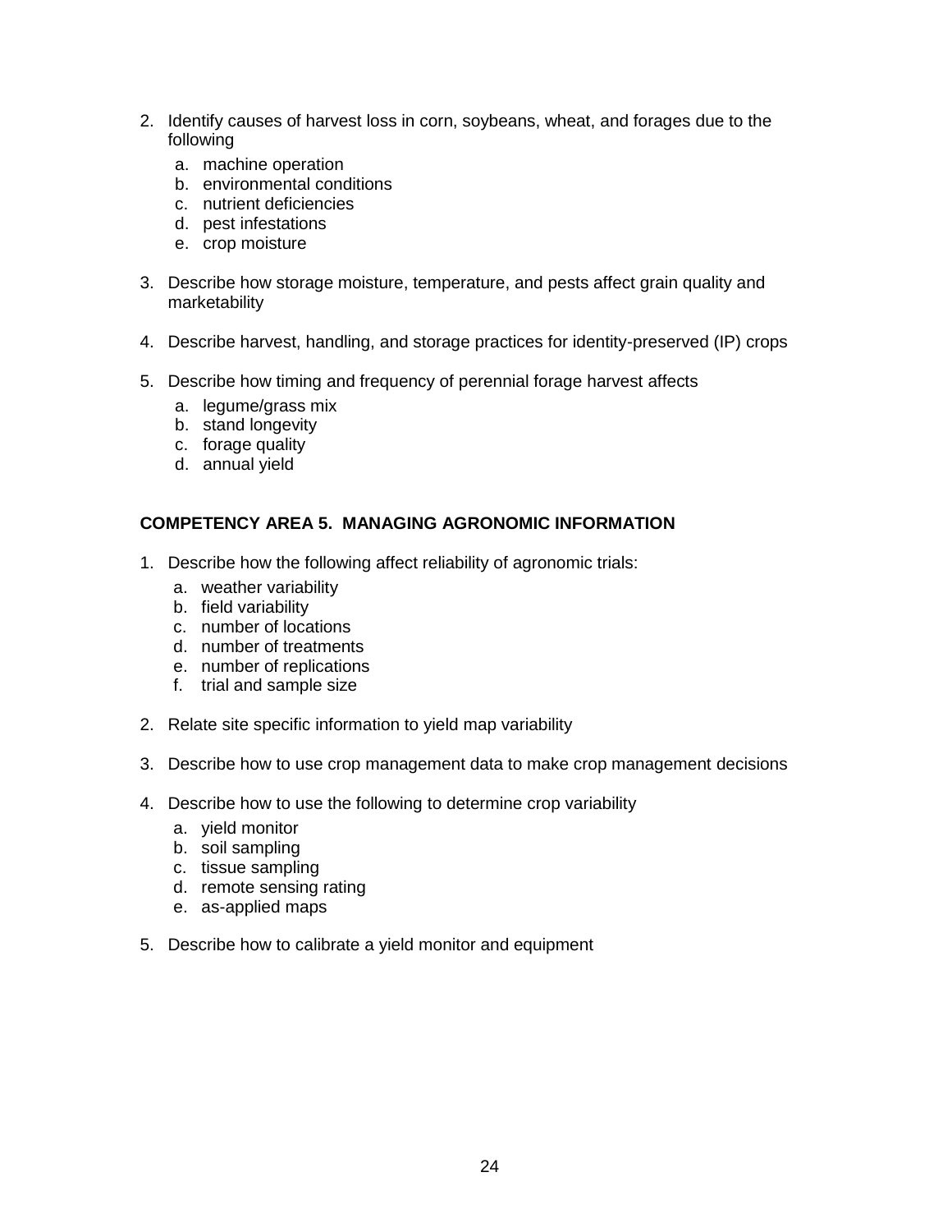2. Identify causes of harvest loss in corn, soybeans, wheat, and forages due to the following
   a. machine operation
   b. environmental conditions
   c. nutrient deficiencies
   d. pest infestations
   e. crop moisture

3. Describe how storage moisture, temperature, and pests affect grain quality and marketability

4. Describe harvest, handling, and storage practices for identity-preserved (IP) crops

5. Describe how timing and frequency of perennial forage harvest affects
   a. legume/grass mix
   b. stand longevity
   c. forage quality
   d. annual yield

## COMPETENCY AREA 5. MANAGING AGRONOMIC INFORMATION

1. Describe how the following affect reliability of agronomic trials:
   a. weather variability
   b. field variability
   c. number of locations
   d. number of treatments
   e. number of replications
   f. trial and sample size

2. Relate site specific information to yield map variability

3. Describe how to use crop management data to make crop management decisions

4. Describe how to use the following to determine crop variability
   a. yield monitor
   b. soil sampling
   c. tissue sampling
   d. remote sensing rating
   e. as-applied maps

5. Describe how to calibrate a yield monitor and equipment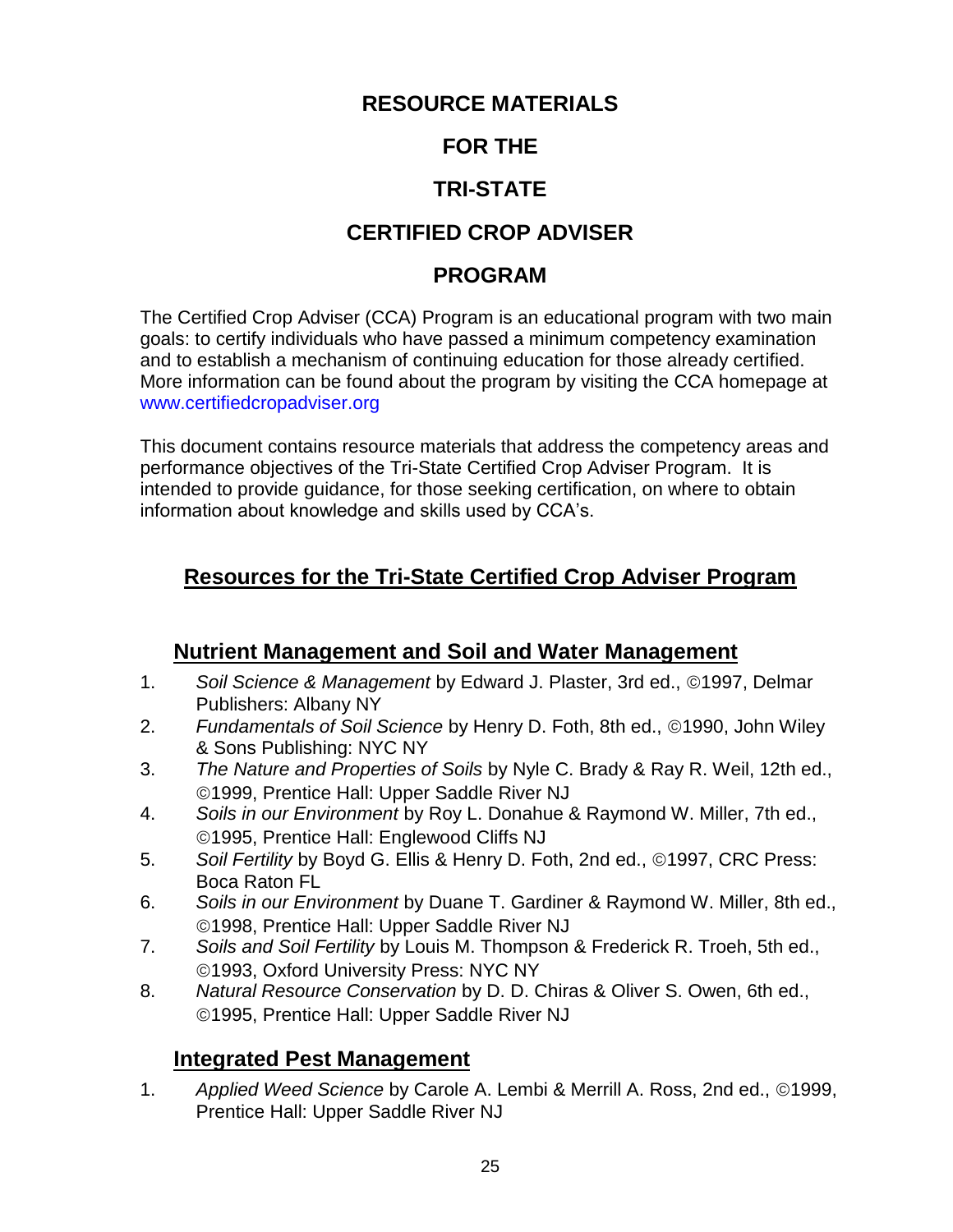# RESOURCE MATERIALS

# FOR THE

# TRI-STATE

# CERTIFIED CROP ADVISER

# PROGRAM

The Certified Crop Adviser (CCA) Program is an educational program with two main goals: to certify individuals who have passed a minimum competency examination and to establish a mechanism of continuing education for those already certified. More information can be found about the program by visiting the CCA homepage at www.certifiedcropadviser.org

This document contains resource materials that address the competency areas and performance objectives of the Tri-State Certified Crop Adviser Program. It is intended to provide guidance, for those seeking certification, on where to obtain information about knowledge and skills used by CCA's.

## Resources for the Tri-State Certified Crop Adviser Program

### Nutrient Management and Soil and Water Management

1. *Soil Science & Management* by Edward J. Plaster, 3rd ed., ©1997, Delmar Publishers: Albany NY
2. *Fundamentals of Soil Science* by Henry D. Foth, 8th ed., ©1990, John Wiley & Sons Publishing: NYC NY
3. *The Nature and Properties of Soils* by Nyle C. Brady & Ray R. Weil, 12th ed., ©1999, Prentice Hall: Upper Saddle River NJ
4. *Soils in our Environment* by Roy L. Donahue & Raymond W. Miller, 7th ed., ©1995, Prentice Hall: Englewood Cliffs NJ
5. *Soil Fertility* by Boyd G. Ellis & Henry D. Foth, 2nd ed., ©1997, CRC Press: Boca Raton FL
6. *Soils in our Environment* by Duane T. Gardiner & Raymond W. Miller, 8th ed., ©1998, Prentice Hall: Upper Saddle River NJ
7. *Soils and Soil Fertility* by Louis M. Thompson & Frederick R. Troeh, 5th ed., ©1993, Oxford University Press: NYC NY
8. *Natural Resource Conservation* by D. D. Chiras & Oliver S. Owen, 6th ed., ©1995, Prentice Hall: Upper Saddle River NJ

### Integrated Pest Management

1. *Applied Weed Science* by Carole A. Lembi & Merrill A. Ross, 2nd ed., ©1999, Prentice Hall: Upper Saddle River NJ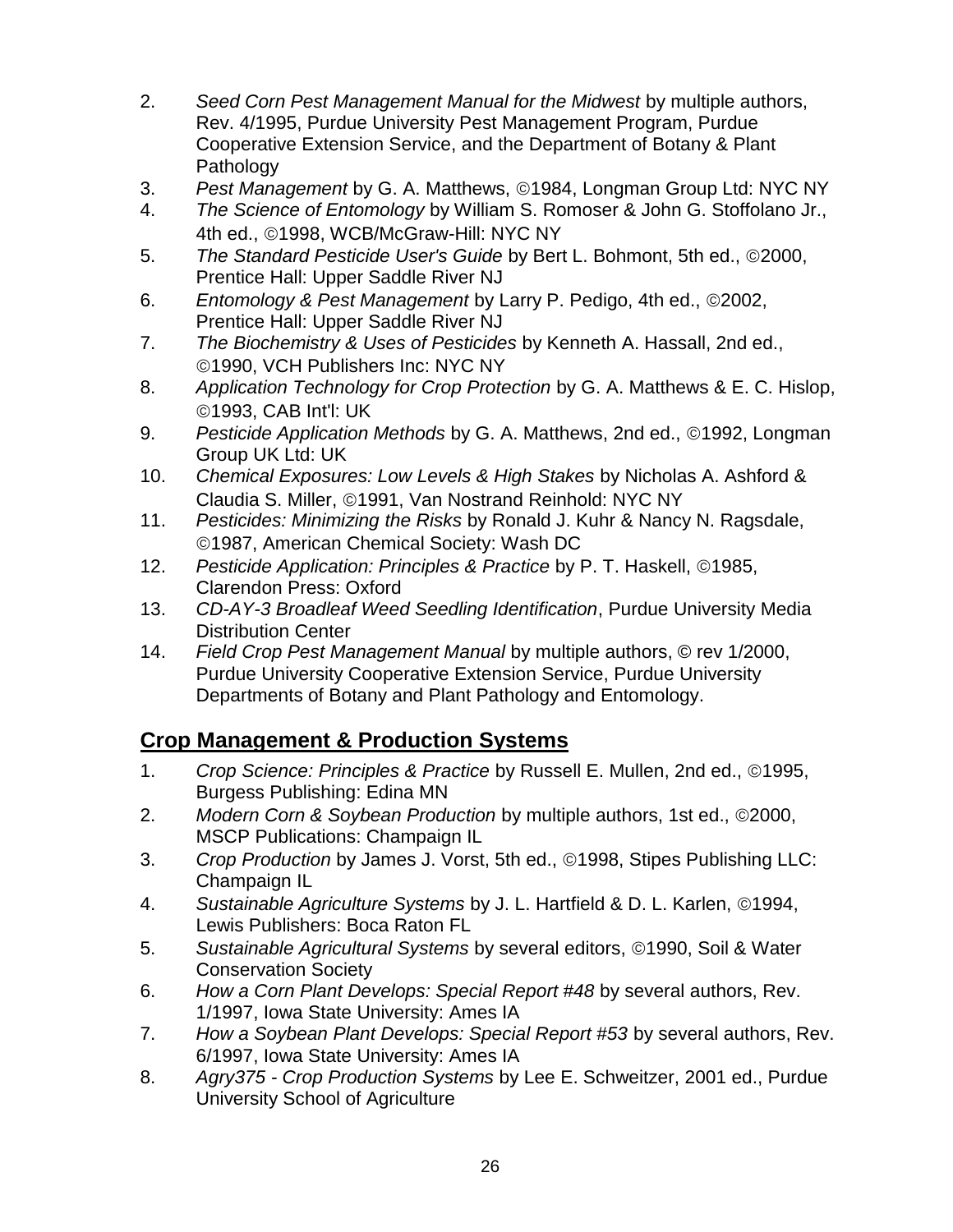2. *Seed Corn Pest Management Manual for the Midwest* by multiple authors, Rev. 4/1995, Purdue University Pest Management Program, Purdue Cooperative Extension Service, and the Department of Botany & Plant Pathology
3. *Pest Management* by G. A. Matthews, ©1984, Longman Group Ltd: NYC NY
4. *The Science of Entomology* by William S. Romoser & John G. Stoffolano Jr., 4th ed., ©1998, WCB/McGraw-Hill: NYC NY
5. *The Standard Pesticide User's Guide* by Bert L. Bohmont, 5th ed., ©2000, Prentice Hall: Upper Saddle River NJ
6. *Entomology & Pest Management* by Larry P. Pedigo, 4th ed., ©2002, Prentice Hall: Upper Saddle River NJ
7. *The Biochemistry & Uses of Pesticides* by Kenneth A. Hassall, 2nd ed., ©1990, VCH Publishers Inc: NYC NY
8. *Application Technology for Crop Protection* by G. A. Matthews & E. C. Hislop, ©1993, CAB Int'l: UK
9. *Pesticide Application Methods* by G. A. Matthews, 2nd ed., ©1992, Longman Group UK Ltd: UK
10. *Chemical Exposures: Low Levels & High Stakes* by Nicholas A. Ashford & Claudia S. Miller, ©1991, Van Nostrand Reinhold: NYC NY
11. *Pesticides: Minimizing the Risks* by Ronald J. Kuhr & Nancy N. Ragsdale, ©1987, American Chemical Society: Wash DC
12. *Pesticide Application: Principles & Practice* by P. T. Haskell, ©1985, Clarendon Press: Oxford
13. *CD-AY-3 Broadleaf Weed Seedling Identification*, Purdue University Media Distribution Center
14. *Field Crop Pest Management Manual* by multiple authors, © rev 1/2000, Purdue University Cooperative Extension Service, Purdue University Departments of Botany and Plant Pathology and Entomology.

## Crop Management & Production Systems

1. *Crop Science: Principles & Practice* by Russell E. Mullen, 2nd ed., ©1995, Burgess Publishing: Edina MN
2. *Modern Corn & Soybean Production* by multiple authors, 1st ed., ©2000, MSCP Publications: Champaign IL
3. *Crop Production* by James J. Vorst, 5th ed., ©1998, Stipes Publishing LLC: Champaign IL
4. *Sustainable Agriculture Systems* by J. L. Hartfield & D. L. Karlen, ©1994, Lewis Publishers: Boca Raton FL
5. *Sustainable Agricultural Systems* by several editors, ©1990, Soil & Water Conservation Society
6. *How a Corn Plant Develops: Special Report #48* by several authors, Rev. 1/1997, Iowa State University: Ames IA
7. *How a Soybean Plant Develops: Special Report #53* by several authors, Rev. 6/1997, Iowa State University: Ames IA
8. *Agry375 - Crop Production Systems* by Lee E. Schweitzer, 2001 ed., Purdue University School of Agriculture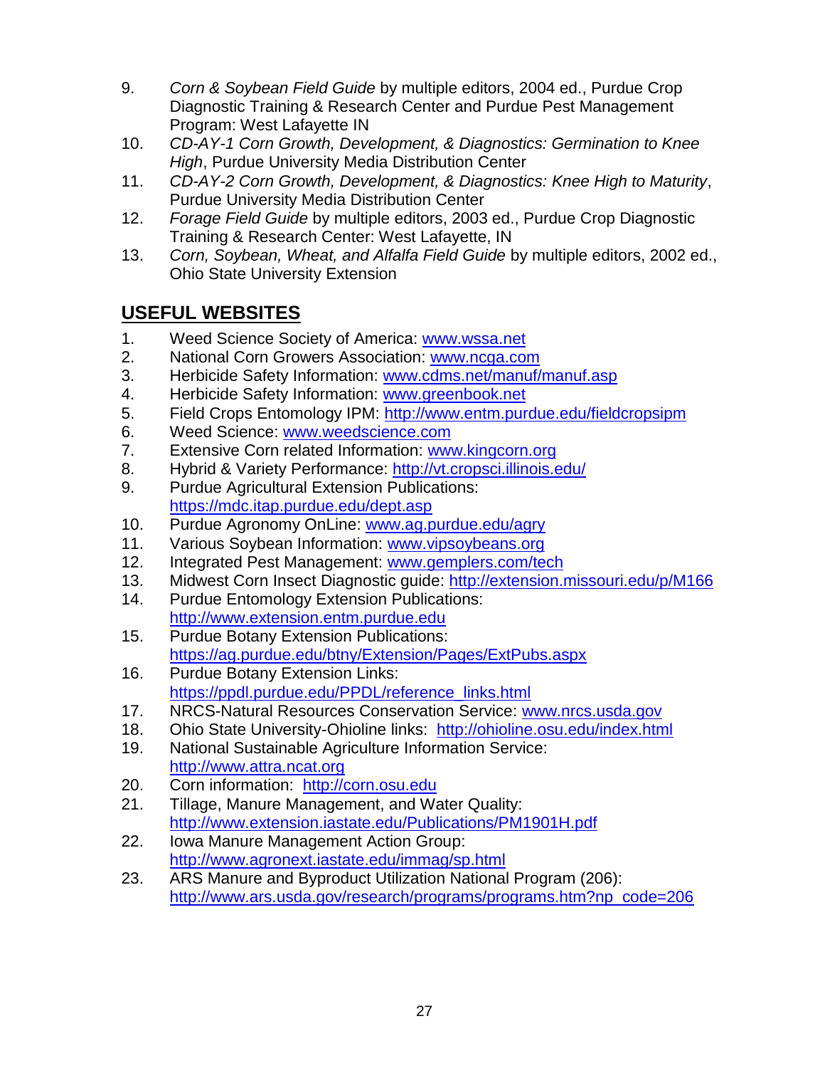9. *Corn & Soybean Field Guide* by multiple editors, 2004 ed., Purdue Crop Diagnostic Training & Research Center and Purdue Pest Management Program: West Lafayette IN
10. *CD-AY-1 Corn Growth, Development, & Diagnostics: Germination to Knee High*, Purdue University Media Distribution Center
11. *CD-AY-2 Corn Growth, Development, & Diagnostics: Knee High to Maturity*, Purdue University Media Distribution Center
12. *Forage Field Guide* by multiple editors, 2003 ed., Purdue Crop Diagnostic Training & Research Center: West Lafayette, IN
13. *Corn, Soybean, Wheat, and Alfalfa Field Guide* by multiple editors, 2002 ed., Ohio State University Extension

## USEFUL WEBSITES

1. Weed Science Society of America: www.wssa.net
2. National Corn Growers Association: www.ncga.com
3. Herbicide Safety Information: www.cdms.net/manuf/manuf.asp
4. Herbicide Safety Information: www.greenbook.net
5. Field Crops Entomology IPM: http://www.entm.purdue.edu/fieldcropsipm
6. Weed Science: www.weedscience.com
7. Extensive Corn related Information: www.kingcorn.org
8. Hybrid & Variety Performance: http://vt.cropsci.illinois.edu/
9. Purdue Agricultural Extension Publications: https://mdc.itap.purdue.edu/dept.asp
10. Purdue Agronomy OnLine: www.ag.purdue.edu/agry
11. Various Soybean Information: www.vipsoybeans.org
12. Integrated Pest Management: www.gemplers.com/tech
13. Midwest Corn Insect Diagnostic guide: http://extension.missouri.edu/p/M166
14. Purdue Entomology Extension Publications: http://www.extension.entm.purdue.edu
15. Purdue Botany Extension Publications: https://ag.purdue.edu/btny/Extension/Pages/ExtPubs.aspx
16. Purdue Botany Extension Links: https://ppdl.purdue.edu/PPDL/reference_links.html
17. NRCS-Natural Resources Conservation Service: www.nrcs.usda.gov
18. Ohio State University-Ohioline links: http://ohioline.osu.edu/index.html
19. National Sustainable Agriculture Information Service: http://www.attra.ncat.org
20. Corn information: http://corn.osu.edu
21. Tillage, Manure Management, and Water Quality: http://www.extension.iastate.edu/Publications/PM1901H.pdf
22. Iowa Manure Management Action Group: http://www.agronext.iastate.edu/immag/sp.html
23. ARS Manure and Byproduct Utilization National Program (206): http://www.ars.usda.gov/research/programs/programs.htm?np_code=206